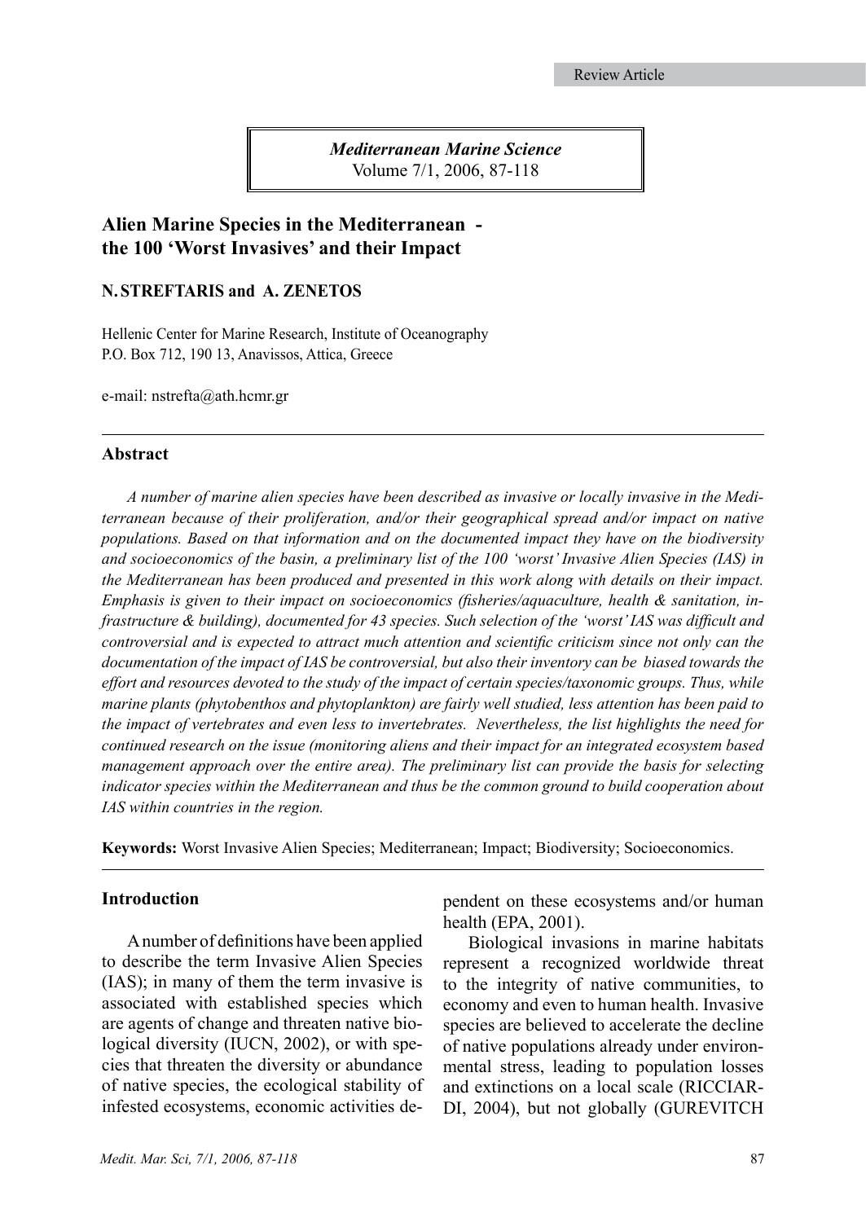Review Article

# Alien Marine Species in the Mediterranean - the 100 'Worst Invasives' and their Impact

**N. STREFTARIS and A. ZENETOS**

Hellenic Center for Marine Research, Institute of Oceanography
P.O. Box 712, 190 13, Anavissos, Attica, Greece

e-mail: nstrefta@ath.hcmr.gr

## Abstract

*A number of marine alien species have been described as invasive or locally invasive in the Mediterranean because of their proliferation, and/or their geographical spread and/or impact on native populations. Based on that information and on the documented impact they have on the biodiversity and socioeconomics of the basin, a preliminary list of the 100 'worst' Invasive Alien Species (IAS) in the Mediterranean has been produced and presented in this work along with details on their impact. Emphasis is given to their impact on socioeconomics (fisheries/aquaculture, health & sanitation, infrastructure & building), documented for 43 species. Such selection of the 'worst' IAS was difficult and controversial and is expected to attract much attention and scientific criticism since not only can the documentation of the impact of IAS be controversial, but also their inventory can be biased towards the effort and resources devoted to the study of the impact of certain species/taxonomic groups. Thus, while marine plants (phytobenthos and phytoplankton) are fairly well studied, less attention has been paid to the impact of vertebrates and even less to invertebrates. Nevertheless, the list highlights the need for continued research on the issue (monitoring aliens and their impact for an integrated ecosystem based management approach over the entire area). The preliminary list can provide the basis for selecting indicator species within the Mediterranean and thus be the common ground to build cooperation about IAS within countries in the region.*

**Keywords:** Worst Invasive Alien Species; Mediterranean; Impact; Biodiversity; Socioeconomics.

## Introduction

A number of definitions have been applied to describe the term Invasive Alien Species (IAS); in many of them the term invasive is associated with established species which are agents of change and threaten native biological diversity (IUCN, 2002), or with species that threaten the diversity or abundance of native species, the ecological stability of infested ecosystems, economic activities dependent on these ecosystems and/or human health (EPA, 2001).

Biological invasions in marine habitats represent a recognized worldwide threat to the integrity of native communities, to economy and even to human health. Invasive species are believed to accelerate the decline of native populations already under environmental stress, leading to population losses and extinctions on a local scale (RICCIARDI, 2004), but not globally (GUREVITCH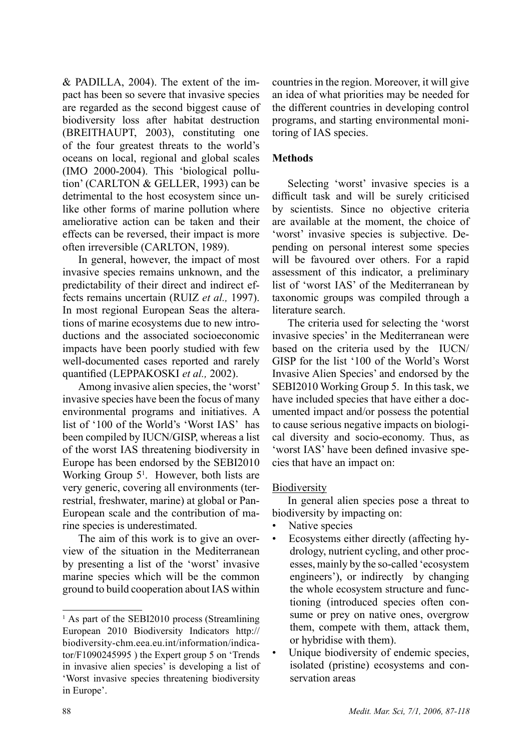& PADILLA, 2004). The extent of the impact has been so severe that invasive species are regarded as the second biggest cause of biodiversity loss after habitat destruction (BREITHAUPT, 2003), constituting one of the four greatest threats to the world's oceans on local, regional and global scales (IMO 2000-2004). This 'biological pollution' (CARLTON & GELLER, 1993) can be detrimental to the host ecosystem since unlike other forms of marine pollution where ameliorative action can be taken and their effects can be reversed, their impact is more often irreversible (CARLTON, 1989).

In general, however, the impact of most invasive species remains unknown, and the predictability of their direct and indirect effects remains uncertain (RUIZ *et al.,* 1997). In most regional European Seas the alterations of marine ecosystems due to new introductions and the associated socioeconomic impacts have been poorly studied with few well-documented cases reported and rarely quantified (LEPPAKOSKI *et al.,* 2002).

Among invasive alien species, the 'worst' invasive species have been the focus of many environmental programs and initiatives. A list of '100 of the World's 'Worst IAS' has been compiled by IUCN/GISP, whereas a list of the worst IAS threatening biodiversity in Europe has been endorsed by the SEBI2010 Working Group 5[1]. However, both lists are very generic, covering all environments (terrestrial, freshwater, marine) at global or Pan-European scale and the contribution of marine species is underestimated.

The aim of this work is to give an overview of the situation in the Mediterranean by presenting a list of the 'worst' invasive marine species which will be the common ground to build cooperation about IAS within countries in the region. Moreover, it will give an idea of what priorities may be needed for the different countries in developing control programs, and starting environmental monitoring of IAS species.

## Methods

Selecting 'worst' invasive species is a difficult task and will be surely criticised by scientists. Since no objective criteria are available at the moment, the choice of 'worst' invasive species is subjective. Depending on personal interest some species will be favoured over others. For a rapid assessment of this indicator, a preliminary list of 'worst IAS' of the Mediterranean by taxonomic groups was compiled through a literature search.

The criteria used for selecting the 'worst invasive species' in the Mediterranean were based on the criteria used by the IUCN/GISP for the list '100 of the World's Worst Invasive Alien Species' and endorsed by the SEBI2010 Working Group 5. In this task, we have included species that have either a documented impact and/or possess the potential to cause serious negative impacts on biological diversity and socio-economy. Thus, as 'worst IAS' have been defined invasive species that have an impact on:

Biodiversity

In general alien species pose a threat to biodiversity by impacting on:

- Native species
- Ecosystems either directly (affecting hydrology, nutrient cycling, and other processes, mainly by the so-called 'ecosystem engineers'), or indirectly by changing the whole ecosystem structure and functioning (introduced species often consume or prey on native ones, overgrow them, compete with them, attack them, or hybridise with them).
- Unique biodiversity of endemic species, isolated (pristine) ecosystems and conservation areas

[1] As part of the SEBI2010 process (Streamlining European 2010 Biodiversity Indicators http://biodiversity-chm.eea.eu.int/information/indicator/F1090245995 ) the Expert group 5 on 'Trends in invasive alien species' is developing a list of 'Worst invasive species threatening biodiversity in Europe'.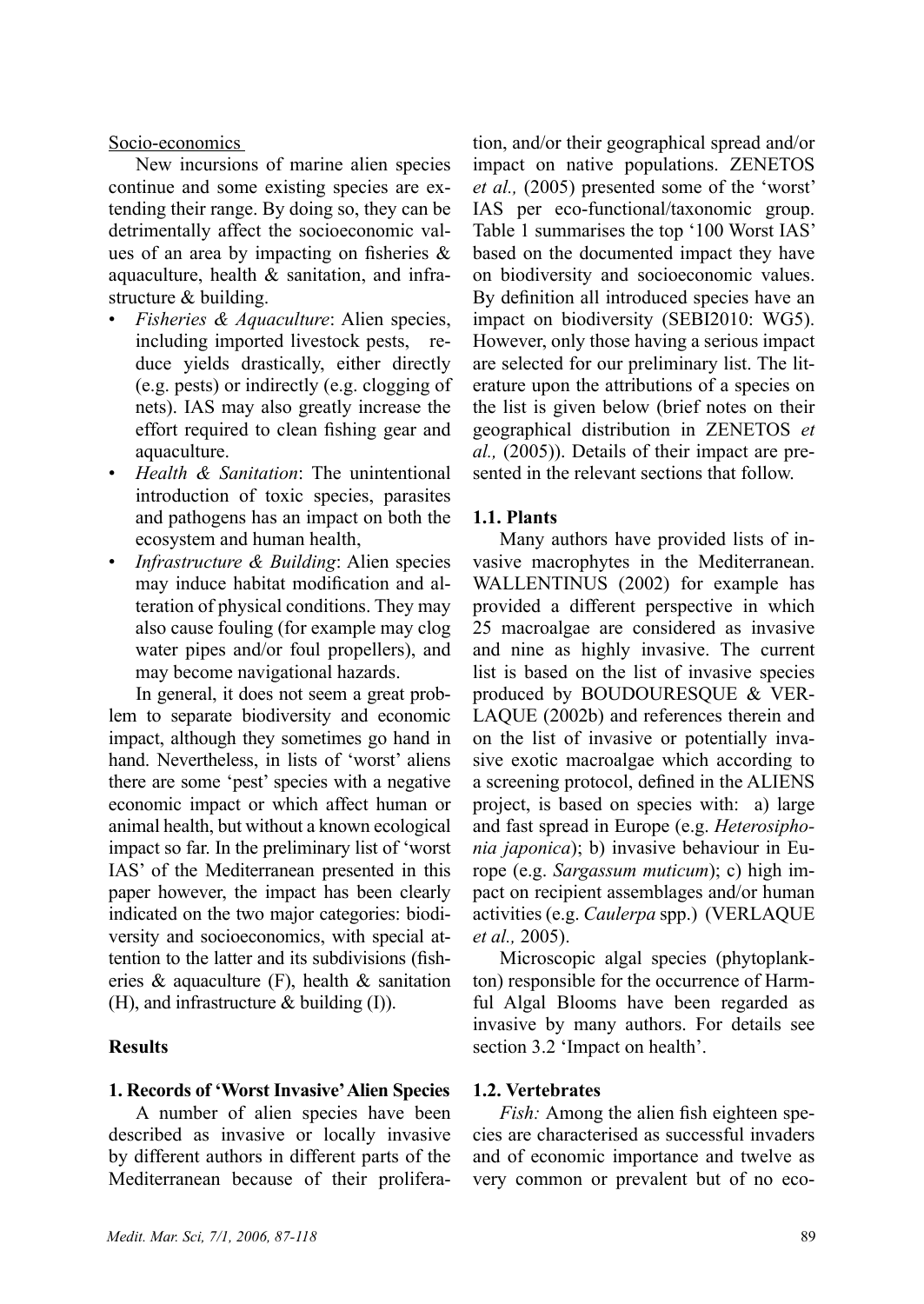Socio-economics

New incursions of marine alien species continue and some existing species are extending their range. By doing so, they can be detrimentally affect the socioeconomic values of an area by impacting on fisheries & aquaculture, health & sanitation, and infrastructure & building.

- *Fisheries & Aquaculture*: Alien species, including imported livestock pests, reduce yields drastically, either directly (e.g. pests) or indirectly (e.g. clogging of nets). IAS may also greatly increase the effort required to clean fishing gear and aquaculture.
- *Health & Sanitation*: The unintentional introduction of toxic species, parasites and pathogens has an impact on both the ecosystem and human health,
- *Infrastructure & Building*: Alien species may induce habitat modification and alteration of physical conditions. They may also cause fouling (for example may clog water pipes and/or foul propellers), and may become navigational hazards.

In general, it does not seem a great problem to separate biodiversity and economic impact, although they sometimes go hand in hand. Nevertheless, in lists of 'worst' aliens there are some 'pest' species with a negative economic impact or which affect human or animal health, but without a known ecological impact so far. In the preliminary list of 'worst IAS' of the Mediterranean presented in this paper however, the impact has been clearly indicated on the two major categories: biodiversity and socioeconomics, with special attention to the latter and its subdivisions (fisheries & aquaculture (F), health & sanitation (H), and infrastructure & building (I)).

## Results

### 1. Records of 'Worst Invasive' Alien Species

A number of alien species have been described as invasive or locally invasive by different authors in different parts of the Mediterranean because of their proliferation, and/or their geographical spread and/or impact on native populations. ZENETOS *et al.,* (2005) presented some of the 'worst' IAS per eco-functional/taxonomic group. Table 1 summarises the top '100 Worst IAS' based on the documented impact they have on biodiversity and socioeconomic values. By definition all introduced species have an impact on biodiversity (SEBI2010: WG5). However, only those having a serious impact are selected for our preliminary list. The literature upon the attributions of a species on the list is given below (brief notes on their geographical distribution in ZENETOS *et al.,* (2005)). Details of their impact are presented in the relevant sections that follow.

### 1.1. Plants

Many authors have provided lists of invasive macrophytes in the Mediterranean. WALLENTINUS (2002) for example has provided a different perspective in which 25 macroalgae are considered as invasive and nine as highly invasive. The current list is based on the list of invasive species produced by BOUDOURESQUE & VERLAQUE (2002b) and references therein and on the list of invasive or potentially invasive exotic macroalgae which according to a screening protocol, defined in the ALIENS project, is based on species with: a) large and fast spread in Europe (e.g. *Heterosiphonia japonica*); b) invasive behaviour in Europe (e.g. *Sargassum muticum*); c) high impact on recipient assemblages and/or human activities (e.g. *Caulerpa* spp.) (VERLAQUE *et al.,* 2005).

Microscopic algal species (phytoplankton) responsible for the occurrence of Harmful Algal Blooms have been regarded as invasive by many authors. For details see section 3.2 'Impact on health'.

### 1.2. Vertebrates

*Fish:* Among the alien fish eighteen species are characterised as successful invaders and of economic importance and twelve as very common or prevalent but of no eco-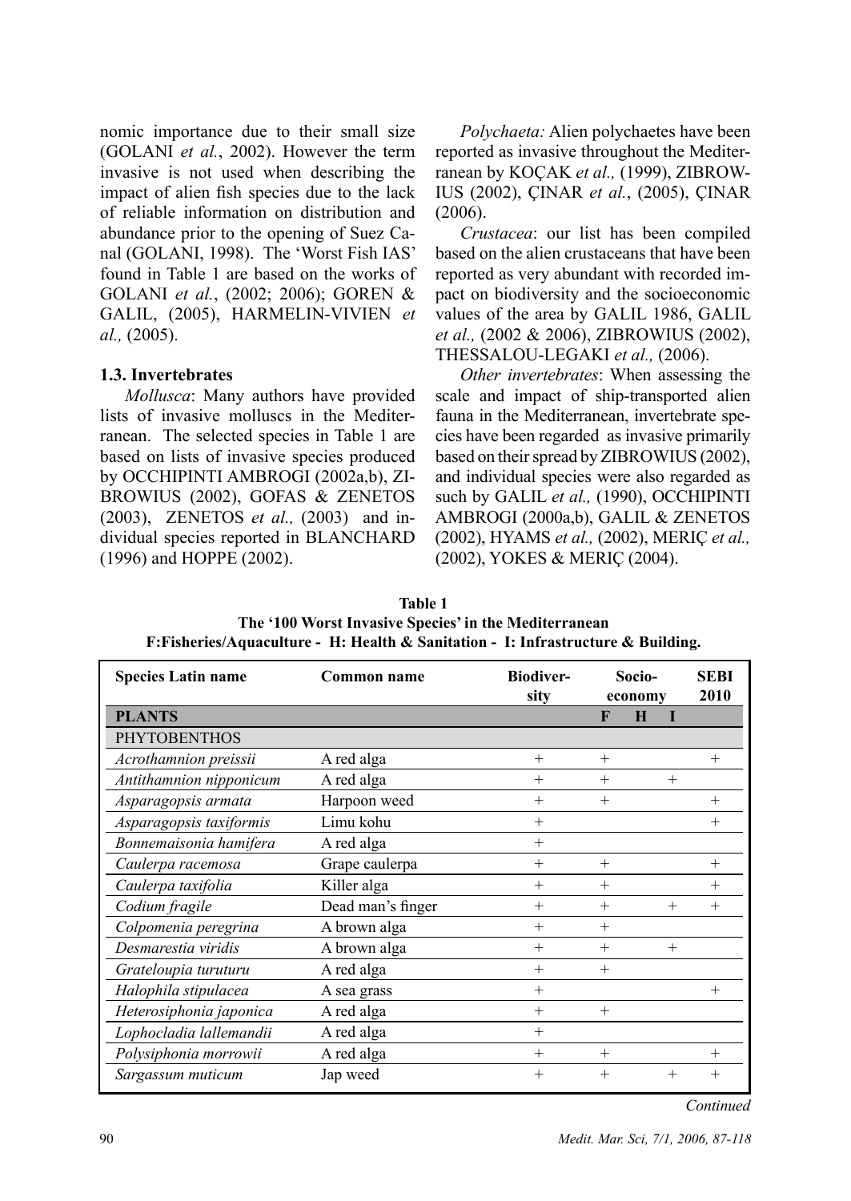nomic importance due to their small size (GOLANI *et al.*, 2002). However the term invasive is not used when describing the impact of alien fish species due to the lack of reliable information on distribution and abundance prior to the opening of Suez Canal (GOLANI, 1998). The 'Worst Fish IAS' found in Table 1 are based on the works of GOLANI *et al.*, (2002; 2006); GOREN & GALIL, (2005), HARMELIN-VIVIEN *et al.,* (2005).

### 1.3. Invertebrates

*Mollusca*: Many authors have provided lists of invasive molluscs in the Mediterranean. The selected species in Table 1 are based on lists of invasive species produced by OCCHIPINTI AMBROGI (2002a,b), ZIBROWIUS (2002), GOFAS & ZENETOS (2003), ZENETOS *et al.,* (2003) and individual species reported in BLANCHARD (1996) and HOPPE (2002).

*Polychaeta:* Alien polychaetes have been reported as invasive throughout the Mediterranean by KOÇAK *et al.,* (1999), ZIBROWIUS (2002), ÇINAR *et al.*, (2005), ÇINAR (2006).

*Crustacea*: our list has been compiled based on the alien crustaceans that have been reported as very abundant with recorded impact on biodiversity and the socioeconomic values of the area by GALIL 1986, GALIL *et al.,* (2002 & 2006), ZIBROWIUS (2002), THESSALOU-LEGAKI *et al.,* (2006).

*Other invertebrates*: When assessing the scale and impact of ship-transported alien fauna in the Mediterranean, invertebrate species have been regarded as invasive primarily based on their spread by ZIBROWIUS (2002), and individual species were also regarded as such by GALIL *et al.,* (1990), OCCHIPINTI AMBROGI (2000a,b), GALIL & ZENETOS (2002), HYAMS *et al.,* (2002), MERIÇ *et al.,* (2002), YOKES & MERIÇ (2004).

**Table 1**
**The '100 Worst Invasive Species' in the Mediterranean**
**F:Fisheries/Aquaculture - H: Health & Sanitation - I: Infrastructure & Building.**

| Species Latin name | Common name | Biodiversity | Socio-economy | | | SEBI 2010 |
|---|---|---|---|---|---|---|
| | | | F | H | I | |
| **PLANTS** | | | | | | |
| PHYTOBENTHOS | | | | | | |
| *Acrothamnion preissii* | A red alga | + | + | | | + |
| *Antithamnion nipponicum* | A red alga | + | + | | + | |
| *Asparagopsis armata* | Harpoon weed | + | + | | | + |
| *Asparagopsis taxiformis* | Limu kohu | + | | | | + |
| *Bonnemaisonia hamifera* | A red alga | + | | | | |
| *Caulerpa racemosa* | Grape caulerpa | + | + | | | + |
| *Caulerpa taxifolia* | Killer alga | + | + | | | + |
| *Codium fragile* | Dead man's finger | + | + | | + | + |
| *Colpomenia peregrina* | A brown alga | + | + | | | |
| *Desmarestia viridis* | A brown alga | + | + | | + | |
| *Grateloupia turuturu* | A red alga | + | + | | | |
| *Halophila stipulacea* | A sea grass | + | | | | + |
| *Heterosiphonia japonica* | A red alga | + | + | | | |
| *Lophocladia lallemandii* | A red alga | + | | | | |
| *Polysiphonia morrowii* | A red alga | + | + | | | + |
| *Sargassum muticum* | Jap weed | + | + | | + | + |

*Continued*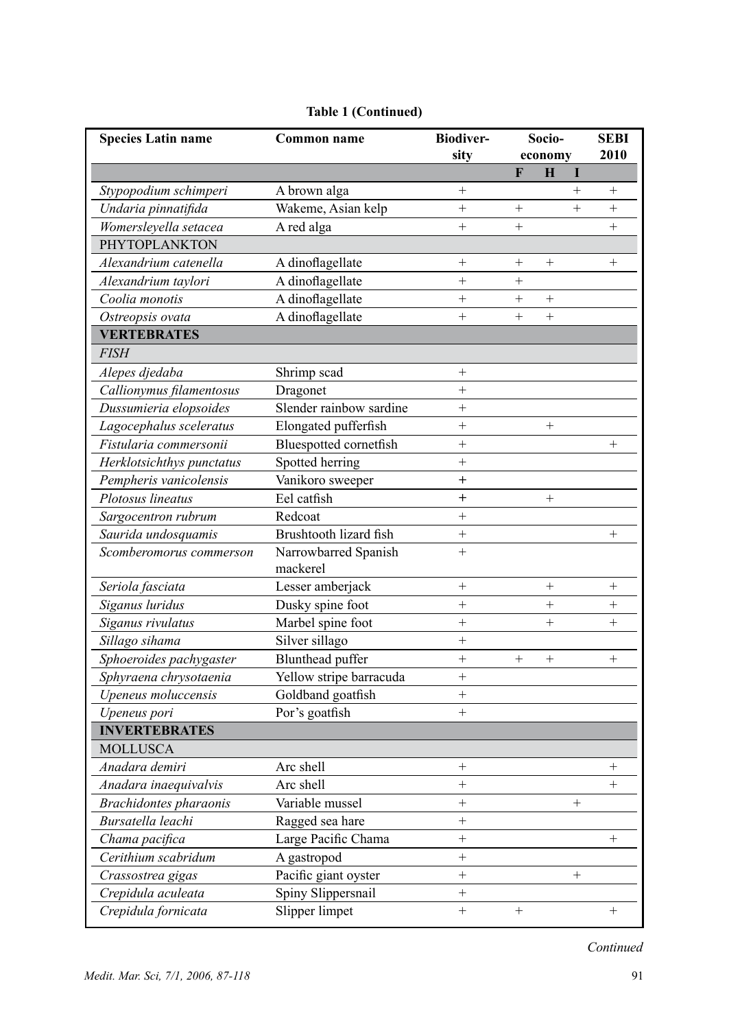**Table 1 (Continued)**

| Species Latin name | Common name | Biodiversity | Socio-economy | | | SEBI 2010 |
|---|---|---|---|---|---|---|
| | | | F | H | I | |
| *Stypopodium schimperi* | A brown alga | + | | | + | + |
| *Undaria pinnatifida* | Wakeme, Asian kelp | + | + | | + | + |
| *Womersleyella setacea* | A red alga | + | + | | | + |
| PHYTOPLANKTON | | | | | | |
| *Alexandrium catenella* | A dinoflagellate | + | + | + | | + |
| *Alexandrium taylori* | A dinoflagellate | + | + | | | |
| *Coolia monotis* | A dinoflagellate | + | + | + | | |
| *Ostreopsis ovata* | A dinoflagellate | + | + | + | | |
| **VERTEBRATES** | | | | | | |
| *FISH* | | | | | | |
| *Alepes djedaba* | Shrimp scad | + | | | | |
| *Callionymus filamentosus* | Dragonet | + | | | | |
| *Dussumieria elopsoides* | Slender rainbow sardine | + | | | | |
| *Lagocephalus sceleratus* | Elongated pufferfish | + | | + | | |
| *Fistularia commersonii* | Bluespotted cornetfish | + | | | | + |
| *Herklotsichthys punctatus* | Spotted herring | + | | | | |
| *Pempheris vanicolensis* | Vanikoro sweeper | + | | | | |
| *Plotosus lineatus* | Eel catfish | + | | + | | |
| *Sargocentron rubrum* | Redcoat | + | | | | |
| *Saurida undosquamis* | Brushtooth lizard fish | + | | | | + |
| *Scomberomorus commerson* | Narrowbarred Spanish mackerel | + | | | | |
| *Seriola fasciata* | Lesser amberjack | + | | + | | + |
| *Siganus luridus* | Dusky spine foot | + | | + | | + |
| *Siganus rivulatus* | Marbel spine foot | + | | + | | + |
| *Sillago sihama* | Silver sillago | + | | | | |
| *Sphoeroides pachygaster* | Blunthead puffer | + | + | + | | + |
| *Sphyraena chrysotaenia* | Yellow stripe barracuda | + | | | | |
| *Upeneus moluccensis* | Goldband goatfish | + | | | | |
| *Upeneus pori* | Por's goatfish | + | | | | |
| **INVERTEBRATES** | | | | | | |
| MOLLUSCA | | | | | | |
| *Anadara demiri* | Arc shell | + | | | | + |
| *Anadara inaequivalvis* | Arc shell | + | | | | + |
| *Brachidontes pharaonis* | Variable mussel | + | | | + | |
| *Bursatella leachi* | Ragged sea hare | + | | | | |
| *Chama pacifica* | Large Pacific Chama | + | | | | + |
| *Cerithium scabridum* | A gastropod | + | | | | |
| *Crassostrea gigas* | Pacific giant oyster | + | | | + | |
| *Crepidula aculeata* | Spiny Slippersnail | + | | | | |
| *Crepidula fornicata* | Slipper limpet | + | + | | | + |

*Continued*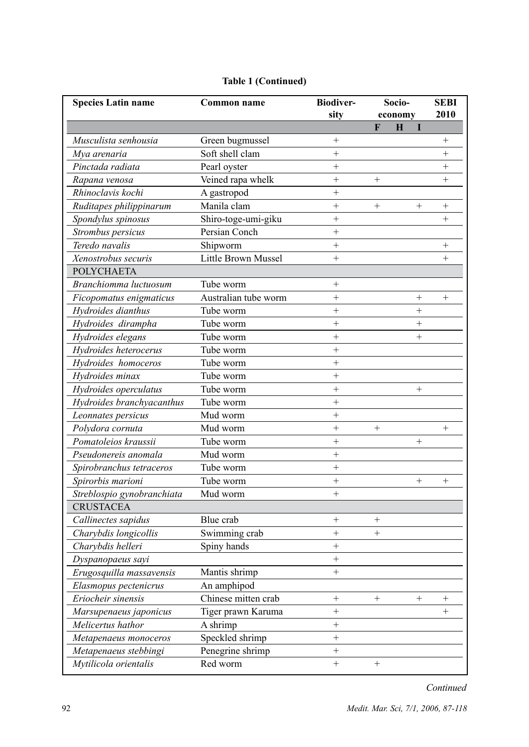**Table 1 (Continued)**

| Species Latin name | Common name | Biodiver-sity | Socio-economy | | | SEBI 2010 |
|---|---|---|---|---|---|---|
| | | | F | H | I | |
| *Musculista senhousia* | Green bugmussel | + | | | | + |
| *Mya arenaria* | Soft shell clam | + | | | | + |
| *Pinctada radiata* | Pearl oyster | + | | | | + |
| *Rapana venosa* | Veined rapa whelk | + | + | | | + |
| *Rhinoclavis kochi* | A gastropod | + | | | | |
| *Ruditapes philippinarum* | Manila clam | + | + | | + | + |
| *Spondylus spinosus* | Shiro-toge-umi-giku | + | | | | + |
| *Strombus persicus* | Persian Conch | + | | | | |
| *Teredo navalis* | Shipworm | + | | | | + |
| *Xenostrobus securis* | Little Brown Mussel | + | | | | + |
| POLYCHAETA | | | | | | |
| *Branchiomma luctuosum* | Tube worm | + | | | | |
| *Ficopomatus enigmaticus* | Australian tube worm | + | | | + | + |
| *Hydroides dianthus* | Tube worm | + | | | + | |
| *Hydroides dirampha* | Tube worm | + | | | + | |
| *Hydroides elegans* | Tube worm | + | | | + | |
| *Hydroides heterocerus* | Tube worm | + | | | | |
| *Hydroides homoceros* | Tube worm | + | | | | |
| *Hydroides minax* | Tube worm | + | | | | |
| *Hydroides operculatus* | Tube worm | + | | | + | |
| *Hydroides branchyacanthus* | Tube worm | + | | | | |
| *Leonnates persicus* | Mud worm | + | | | | |
| *Polydora cornuta* | Mud worm | + | + | | | + |
| *Pomatoleios kraussii* | Tube worm | + | | | + | |
| *Pseudonereis anomala* | Mud worm | + | | | | |
| *Spirobranchus tetraceros* | Tube worm | + | | | | |
| *Spirorbis marioni* | Tube worm | + | | | + | + |
| *Streblospio gynobranchiata* | Mud worm | + | | | | |
| CRUSTACEA | | | | | | |
| *Callinectes sapidus* | Blue crab | + | + | | | |
| *Charybdis longicollis* | Swimming crab | + | + | | | |
| *Charybdis helleri* | Spiny hands | + | | | | |
| *Dyspanopaeus sayi* | | + | | | | |
| *Erugosquilla massavensis* | Mantis shrimp | + | | | | |
| *Elasmopus pectenicrus* | An amphipod | | | | | |
| *Eriocheir sinensis* | Chinese mitten crab | + | + | | + | + |
| *Marsupenaeus japonicus* | Tiger prawn Karuma | + | | | | + |
| *Melicertus hathor* | A shrimp | + | | | | |
| *Metapenaeus monoceros* | Speckled shrimp | + | | | | |
| *Metapenaeus stebbingi* | Penegrine shrimp | + | | | | |
| *Mytilicola orientalis* | Red worm | + | + | | | |

*Continued*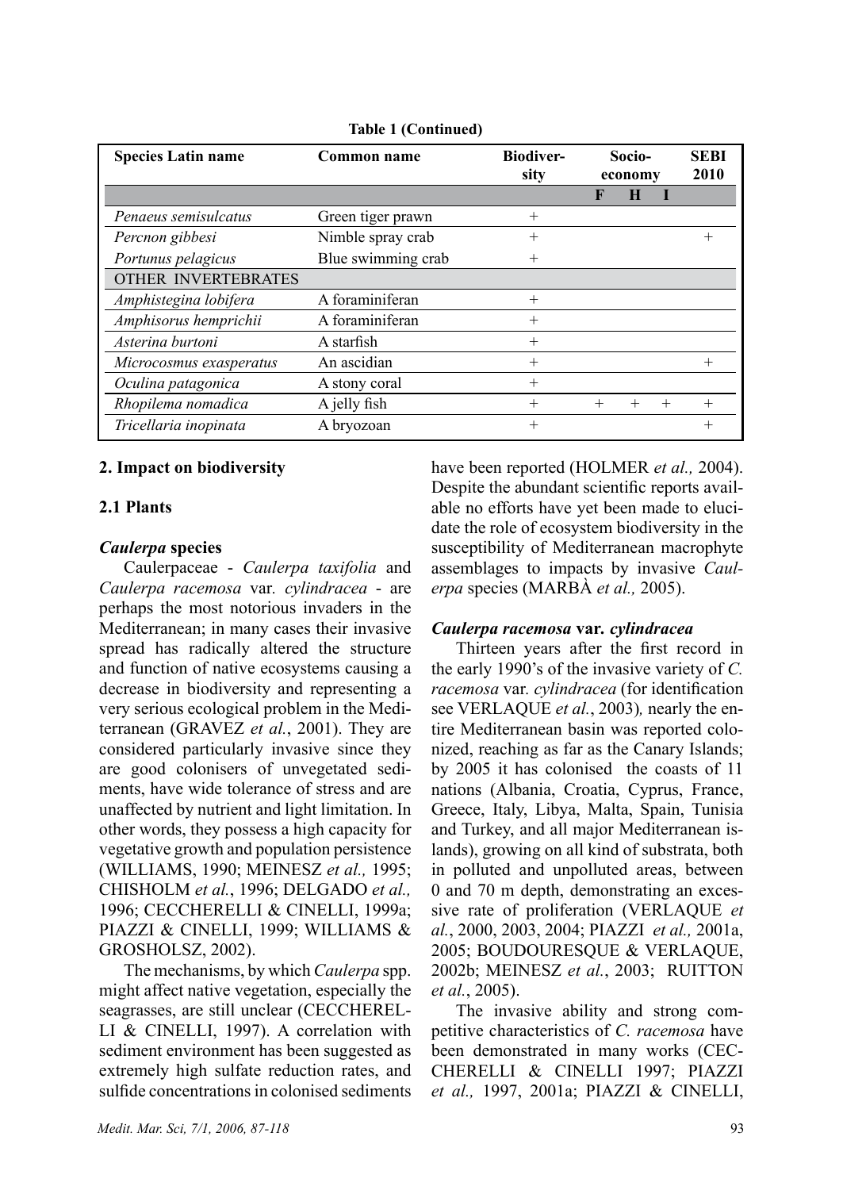**Table 1 (Continued)**

| Species Latin name | Common name | Biodiversity | Socio-economy | | | SEBI 2010 |
|---|---|---|---|---|---|---|
| | | | F | H | I | |
| *Penaeus semisulcatus* | Green tiger prawn | + | | | | |
| *Percnon gibbesi* | Nimble spray crab | + | | | | + |
| *Portunus pelagicus* | Blue swimming crab | + | | | | |
| OTHER INVERTEBRATES | | | | | | |
| *Amphistegina lobifera* | A foraminiferan | + | | | | |
| *Amphisorus hemprichii* | A foraminiferan | + | | | | |
| *Asterina burtoni* | A starfish | + | | | | |
| *Microcosmus exasperatus* | An ascidian | + | | | | + |
| *Oculina patagonica* | A stony coral | + | | | | |
| *Rhopilema nomadica* | A jelly fish | + | + | + | + | + |
| *Tricellaria inopinata* | A bryozoan | + | | | | + |

## 2. Impact on biodiversity

### 2.1 Plants

#### *Caulerpa* species

Caulerpaceae - *Caulerpa taxifolia* and *Caulerpa racemosa* var. *cylindracea* - are perhaps the most notorious invaders in the Mediterranean; in many cases their invasive spread has radically altered the structure and function of native ecosystems causing a decrease in biodiversity and representing a very serious ecological problem in the Mediterranean (GRAVEZ *et al.*, 2001). They are considered particularly invasive since they are good colonisers of unvegetated sediments, have wide tolerance of stress and are unaffected by nutrient and light limitation. In other words, they possess a high capacity for vegetative growth and population persistence (WILLIAMS, 1990; MEINESZ *et al.,* 1995; CHISHOLM *et al.*, 1996; DELGADO *et al.,* 1996; CECCHERELLI & CINELLI, 1999a; PIAZZI & CINELLI, 1999; WILLIAMS & GROSHOLSZ, 2002).

The mechanisms, by which *Caulerpa* spp. might affect native vegetation, especially the seagrasses, are still unclear (CECCHERELLI & CINELLI, 1997). A correlation with sediment environment has been suggested as extremely high sulfate reduction rates, and sulfide concentrations in colonised sediments have been reported (HOLMER *et al.,* 2004). Despite the abundant scientific reports available no efforts have yet been made to elucidate the role of ecosystem biodiversity in the susceptibility of Mediterranean macrophyte assemblages to impacts by invasive *Caulerpa* species (MARBÀ *et al.,* 2005).

#### *Caulerpa racemosa* var. *cylindracea*

Thirteen years after the first record in the early 1990's of the invasive variety of *C. racemosa* var. *cylindracea* (for identification see VERLAQUE *et al.*, 2003)*,* nearly the entire Mediterranean basin was reported colonized, reaching as far as the Canary Islands; by 2005 it has colonised the coasts of 11 nations (Albania, Croatia, Cyprus, France, Greece, Italy, Libya, Malta, Spain, Tunisia and Turkey, and all major Mediterranean islands), growing on all kind of substrata, both in polluted and unpolluted areas, between 0 and 70 m depth, demonstrating an excessive rate of proliferation (VERLAQUE *et al.*, 2000, 2003, 2004; PIAZZI *et al.,* 2001a, 2005; BOUDOURESQUE & VERLAQUE, 2002b; MEINESZ *et al.*, 2003; RUITTON *et al.*, 2005).

The invasive ability and strong competitive characteristics of *C. racemosa* have been demonstrated in many works (CECCHERELLI & CINELLI 1997; PIAZZI *et al.,* 1997, 2001a; PIAZZI & CINELLI,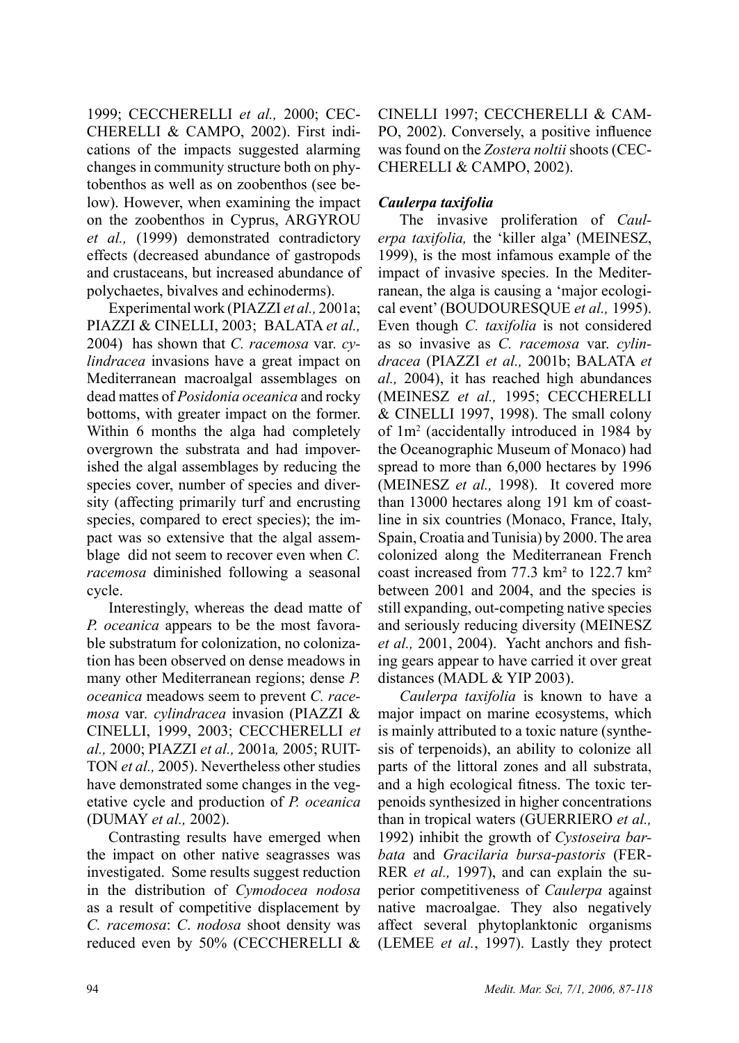1999; CECCHERELLI *et al.,* 2000; CECCHERELLI & CAMPO, 2002). First indications of the impacts suggested alarming changes in community structure both on phytobenthos as well as on zoobenthos (see below). However, when examining the impact on the zoobenthos in Cyprus, ARGYROU *et al.,* (1999) demonstrated contradictory effects (decreased abundance of gastropods and crustaceans, but increased abundance of polychaetes, bivalves and echinoderms).

Experimental work (PIAZZI *et al.,* 2001a; PIAZZI & CINELLI, 2003; BALATA *et al.,* 2004) has shown that *C. racemosa* var. *cylindracea* invasions have a great impact on Mediterranean macroalgal assemblages on dead mattes of *Posidonia oceanica* and rocky bottoms, with greater impact on the former. Within 6 months the alga had completely overgrown the substrata and had impoverished the algal assemblages by reducing the species cover, number of species and diversity (affecting primarily turf and encrusting species, compared to erect species); the impact was so extensive that the algal assemblage did not seem to recover even when *C. racemosa* diminished following a seasonal cycle.

Interestingly, whereas the dead matte of *P. oceanica* appears to be the most favorable substratum for colonization, no colonization has been observed on dense meadows in many other Mediterranean regions; dense *P. oceanica* meadows seem to prevent *C. racemosa* var. *cylindracea* invasion (PIAZZI & CINELLI, 1999, 2003; CECCHERELLI *et al.,* 2000; PIAZZI *et al.,* 2001a*,* 2005; RUITTON *et al.,* 2005). Nevertheless other studies have demonstrated some changes in the vegetative cycle and production of *P. oceanica* (DUMAY *et al.,* 2002).

Contrasting results have emerged when the impact on other native seagrasses was investigated. Some results suggest reduction in the distribution of *Cymodocea nodosa* as a result of competitive displacement by *C. racemosa*: *C*. *nodosa* shoot density was reduced even by 50% (CECCHERELLI & CINELLI 1997; CECCHERELLI & CAMPO, 2002). Conversely, a positive influence was found on the *Zostera noltii* shoots (CECCHERELLI & CAMPO, 2002).

### *Caulerpa taxifolia*

The invasive proliferation of *Caulerpa taxifolia,* the 'killer alga' (MEINESZ, 1999), is the most infamous example of the impact of invasive species. In the Mediterranean, the alga is causing a 'major ecological event' (BOUDOURESQUE *et al.,* 1995). Even though *C. taxifolia* is not considered as so invasive as *C. racemosa* var. *cylindracea* (PIAZZI *et al.,* 2001b; BALATA *et al.,* 2004), it has reached high abundances (MEINESZ *et al.,* 1995; CECCHERELLI & CINELLI 1997, 1998). The small colony of 1m² (accidentally introduced in 1984 by the Oceanographic Museum of Monaco) had spread to more than 6,000 hectares by 1996 (MEINESZ *et al.,* 1998). It covered more than 13000 hectares along 191 km of coastline in six countries (Monaco, France, Italy, Spain, Croatia and Tunisia) by 2000. The area colonized along the Mediterranean French coast increased from 77.3 km² to 122.7 km² between 2001 and 2004, and the species is still expanding, out-competing native species and seriously reducing diversity (MEINESZ *et al.,* 2001, 2004). Yacht anchors and fishing gears appear to have carried it over great distances (MADL & YIP 2003).

*Caulerpa taxifolia* is known to have a major impact on marine ecosystems, which is mainly attributed to a toxic nature (synthesis of terpenoids), an ability to colonize all parts of the littoral zones and all substrata, and a high ecological fitness. The toxic terpenoids synthesized in higher concentrations than in tropical waters (GUERRIERO *et al.,* 1992) inhibit the growth of *Cystoseira barbata* and *Gracilaria bursa-pastoris* (FERRER *et al.,* 1997), and can explain the superior competitiveness of *Caulerpa* against native macroalgae. They also negatively affect several phytoplanktonic organisms (LEMEE *et al.*, 1997). Lastly they protect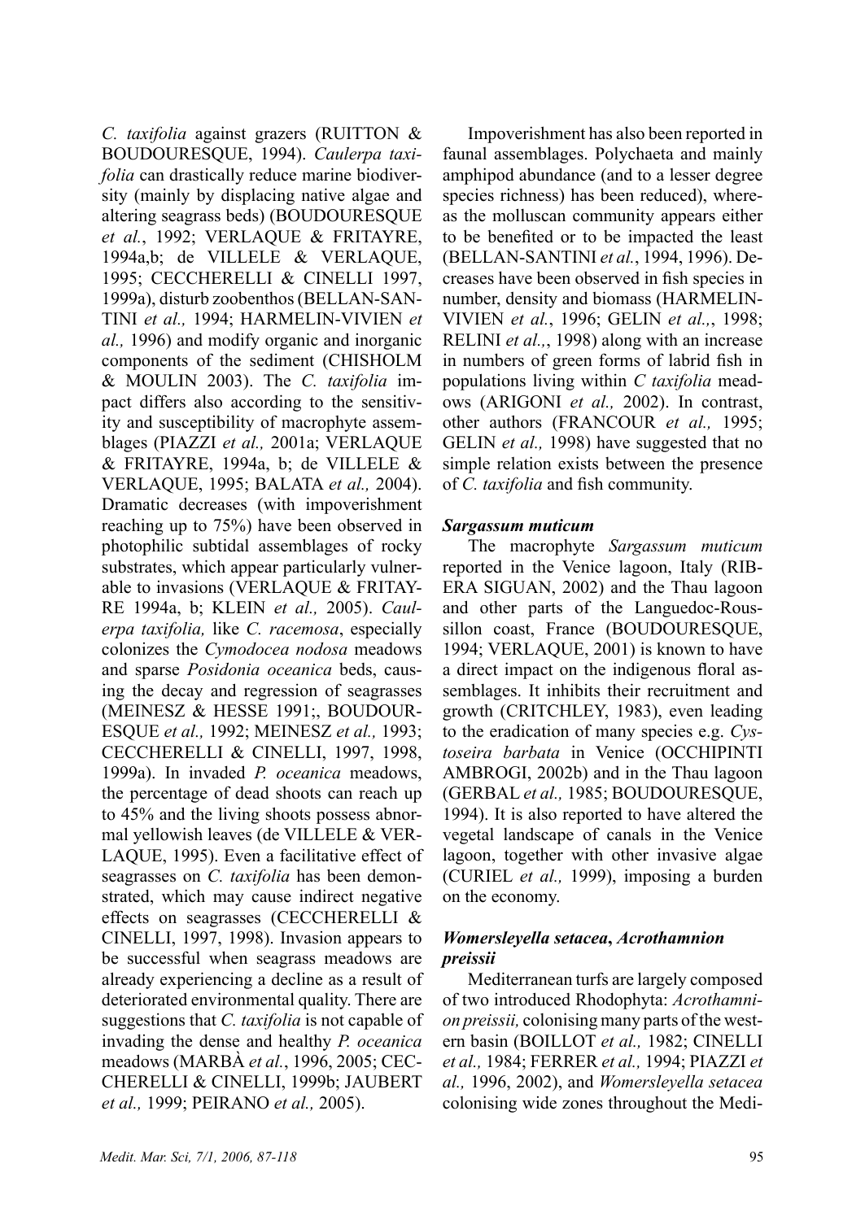*C. taxifolia* against grazers (RUITTON & BOUDOURESQUE, 1994). *Caulerpa taxifolia* can drastically reduce marine biodiversity (mainly by displacing native algae and altering seagrass beds) (BOUDOURESQUE *et al.*, 1992; VERLAQUE & FRITAYRE, 1994a,b; de VILLELE & VERLAQUE, 1995; CECCHERELLI & CINELLI 1997, 1999a), disturb zoobenthos (BELLAN-SANTINI *et al.,* 1994; HARMELIN-VIVIEN *et al.,* 1996) and modify organic and inorganic components of the sediment (CHISHOLM & MOULIN 2003). The *C. taxifolia* impact differs also according to the sensitivity and susceptibility of macrophyte assemblages (PIAZZI *et al.,* 2001a; VERLAQUE & FRITAYRE, 1994a, b; de VILLELE & VERLAQUE, 1995; BALATA *et al.,* 2004). Dramatic decreases (with impoverishment reaching up to 75%) have been observed in photophilic subtidal assemblages of rocky substrates, which appear particularly vulnerable to invasions (VERLAQUE & FRITAYRE 1994a, b; KLEIN *et al.,* 2005). *Caulerpa taxifolia,* like *C. racemosa*, especially colonizes the *Cymodocea nodosa* meadows and sparse *Posidonia oceanica* beds, causing the decay and regression of seagrasses (MEINESZ & HESSE 1991;, BOUDOURESQUE *et al.,* 1992; MEINESZ *et al.,* 1993; CECCHERELLI & CINELLI, 1997, 1998, 1999a). In invaded *P. oceanica* meadows, the percentage of dead shoots can reach up to 45% and the living shoots possess abnormal yellowish leaves (de VILLELE & VERLAQUE, 1995). Even a facilitative effect of seagrasses on *C. taxifolia* has been demonstrated, which may cause indirect negative effects on seagrasses (CECCHERELLI & CINELLI, 1997, 1998). Invasion appears to be successful when seagrass meadows are already experiencing a decline as a result of deteriorated environmental quality. There are suggestions that *C. taxifolia* is not capable of invading the dense and healthy *P. oceanica* meadows (MARBÀ *et al.*, 1996, 2005; CECCHERELLI & CINELLI, 1999b; JAUBERT *et al.,* 1999; PEIRANO *et al.,* 2005).

Impoverishment has also been reported in faunal assemblages. Polychaeta and mainly amphipod abundance (and to a lesser degree species richness) has been reduced), whereas the molluscan community appears either to be benefited or to be impacted the least (BELLAN-SANTINI *et al.*, 1994, 1996). Decreases have been observed in fish species in number, density and biomass (HARMELIN-VIVIEN *et al.*, 1996; GELIN *et al.,*, 1998; RELINI *et al.,*, 1998) along with an increase in numbers of green forms of labrid fish in populations living within *C taxifolia* meadows (ARIGONI *et al.,* 2002). In contrast, other authors (FRANCOUR *et al.,* 1995; GELIN *et al.,* 1998) have suggested that no simple relation exists between the presence of *C. taxifolia* and fish community.

### *Sargassum muticum*

The macrophyte *Sargassum muticum* reported in the Venice lagoon, Italy (RIBERA SIGUAN, 2002) and the Thau lagoon and other parts of the Languedoc-Roussillon coast, France (BOUDOURESQUE, 1994; VERLAQUE, 2001) is known to have a direct impact on the indigenous floral assemblages. It inhibits their recruitment and growth (CRITCHLEY, 1983), even leading to the eradication of many species e.g. *Cystoseira barbata* in Venice (OCCHIPINTI AMBROGI, 2002b) and in the Thau lagoon (GERBAL *et al.,* 1985; BOUDOURESQUE, 1994). It is also reported to have altered the vegetal landscape of canals in the Venice lagoon, together with other invasive algae (CURIEL *et al.,* 1999), imposing a burden on the economy.

### *Womersleyella setacea*, *Acrothamnion preissii*

Mediterranean turfs are largely composed of two introduced Rhodophyta: *Acrothamnion preissii,* colonising many parts of the western basin (BOILLOT *et al.,* 1982; CINELLI *et al.,* 1984; FERRER *et al.,* 1994; PIAZZI *et al.,* 1996, 2002), and *Womersleyella setacea* colonising wide zones throughout the Medi-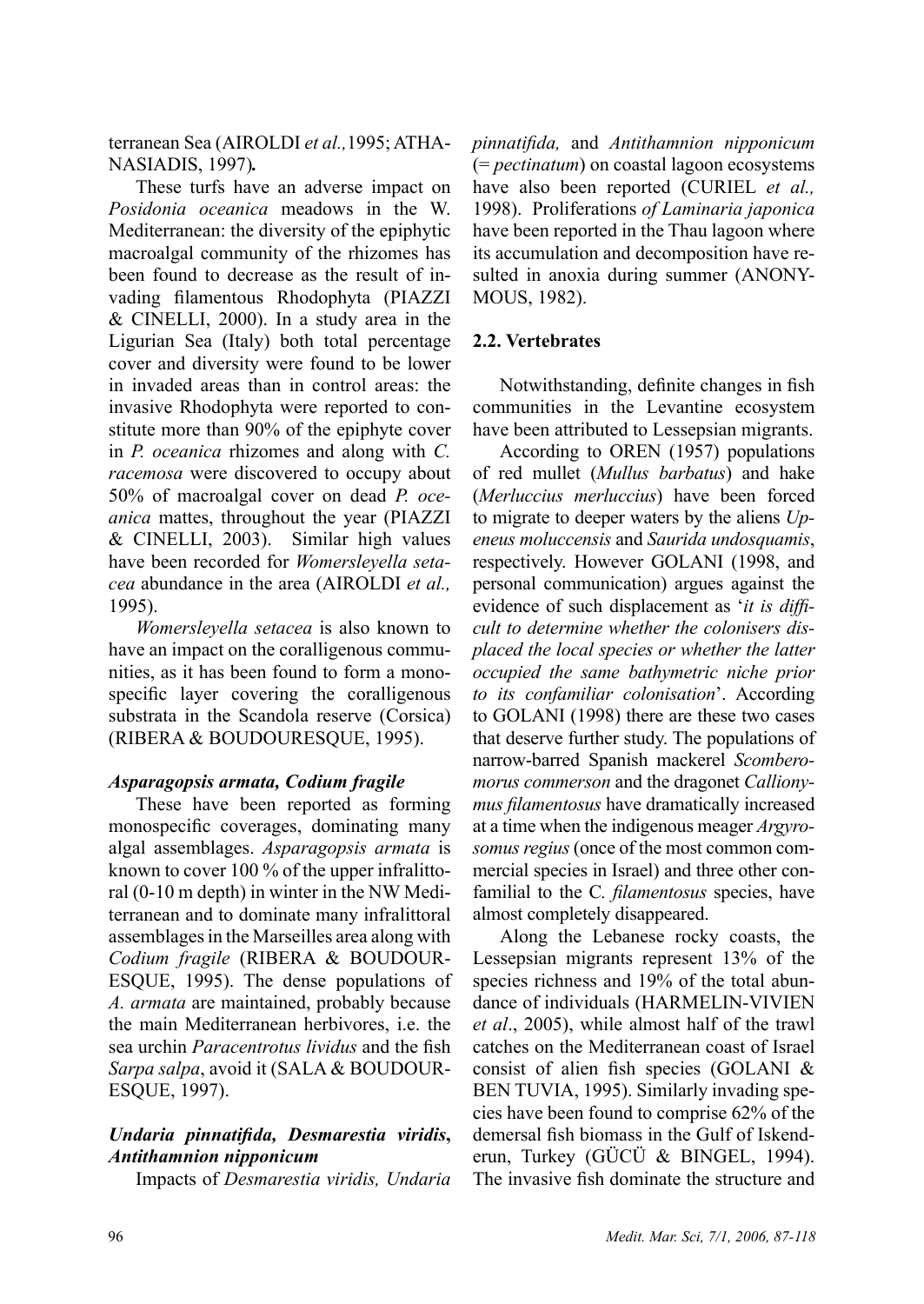terranean Sea (AIROLDI *et al.,*1995; ATHANASIADIS, 1997)**.**

These turfs have an adverse impact on *Posidonia oceanica* meadows in the W. Mediterranean: the diversity of the epiphytic macroalgal community of the rhizomes has been found to decrease as the result of invading filamentous Rhodophyta (PIAZZI & CINELLI, 2000). In a study area in the Ligurian Sea (Italy) both total percentage cover and diversity were found to be lower in invaded areas than in control areas: the invasive Rhodophyta were reported to constitute more than 90% of the epiphyte cover in *P. oceanica* rhizomes and along with *C. racemosa* were discovered to occupy about 50% of macroalgal cover on dead *P. oceanica* mattes, throughout the year (PIAZZI & CINELLI, 2003). Similar high values have been recorded for *Womersleyella setacea* abundance in the area (AIROLDI *et al.,* 1995).

*Womersleyella setacea* is also known to have an impact on the coralligenous communities, as it has been found to form a monospecific layer covering the coralligenous substrata in the Scandola reserve (Corsica) (RIBERA & BOUDOURESQUE, 1995).

#### *Asparagopsis armata, Codium fragile*

These have been reported as forming monospecific coverages, dominating many algal assemblages. *Asparagopsis armata* is known to cover 100 % of the upper infralittoral (0-10 m depth) in winter in the NW Mediterranean and to dominate many infralittoral assemblages in the Marseilles area along with *Codium fragile* (RIBERA & BOUDOURESQUE, 1995). The dense populations of *A. armata* are maintained, probably because the main Mediterranean herbivores, i.e. the sea urchin *Paracentrotus lividus* and the fish *Sarpa salpa*, avoid it (SALA & BOUDOURESQUE, 1997).

#### *Undaria pinnatifida, Desmarestia viridis, Antithamnion nipponicum*

Impacts of *Desmarestia viridis, Undaria pinnatifida,* and *Antithamnion nipponicum* (= *pectinatum*) on coastal lagoon ecosystems have also been reported (CURIEL *et al.,* 1998). Proliferations *of Laminaria japonica* have been reported in the Thau lagoon where its accumulation and decomposition have resulted in anoxia during summer (ANONYMOUS, 1982).

### 2.2. Vertebrates

Notwithstanding, definite changes in fish communities in the Levantine ecosystem have been attributed to Lessepsian migrants.

According to OREN (1957) populations of red mullet (*Mullus barbatus*) and hake (*Merluccius merluccius*) have been forced to migrate to deeper waters by the aliens *Upeneus moluccensis* and *Saurida undosquamis*, respectively. However GOLANI (1998, and personal communication) argues against the evidence of such displacement as '*it is difficult to determine whether the colonisers displaced the local species or whether the latter occupied the same bathymetric niche prior to its confamiliar colonisation*'. According to GOLANI (1998) there are these two cases that deserve further study. The populations of narrow-barred Spanish mackerel *Scomberomorus commerson* and the dragonet *Callionymus filamentosus* have dramatically increased at a time when the indigenous meager *Argyrosomus regius* (once of the most common commercial species in Israel) and three other confamilial to the C*. filamentosus* species, have almost completely disappeared.

Along the Lebanese rocky coasts, the Lessepsian migrants represent 13% of the species richness and 19% of the total abundance of individuals (HARMELIN-VIVIEN *et al*., 2005), while almost half of the trawl catches on the Mediterranean coast of Israel consist of alien fish species (GOLANI & BEN TUVIA, 1995). Similarly invading species have been found to comprise 62% of the demersal fish biomass in the Gulf of Iskenderun, Turkey (GÜCÜ & BINGEL, 1994). The invasive fish dominate the structure and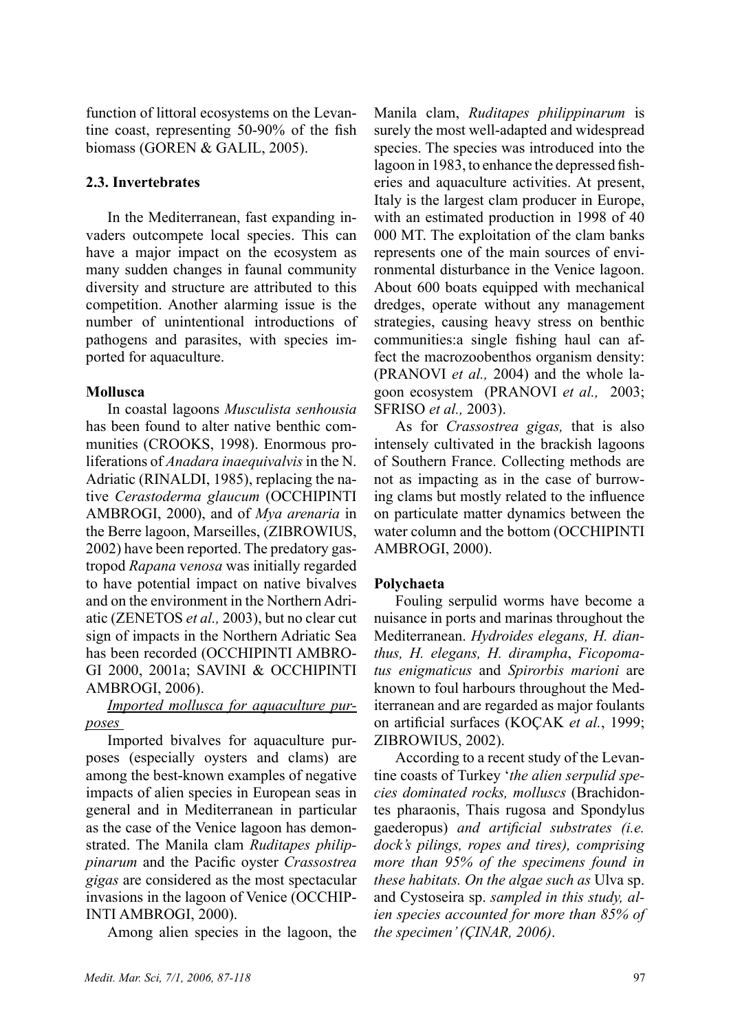function of littoral ecosystems on the Levantine coast, representing 50-90% of the fish biomass (GOREN & GALIL, 2005).

### 2.3. Invertebrates

In the Mediterranean, fast expanding invaders outcompete local species. This can have a major impact on the ecosystem as many sudden changes in faunal community diversity and structure are attributed to this competition. Another alarming issue is the number of unintentional introductions of pathogens and parasites, with species imported for aquaculture.

**Mollusca**

In coastal lagoons *Musculista senhousia* has been found to alter native benthic communities (CROOKS, 1998). Enormous proliferations of *Anadara inaequivalvis* in the N. Adriatic (RINALDI, 1985), replacing the native *Cerastoderma glaucum* (OCCHIPINTI AMBROGI, 2000), and of *Mya arenaria* in the Berre lagoon, Marseilles, (ZIBROWIUS, 2002) have been reported. The predatory gastropod *Rapana venosa* was initially regarded to have potential impact on native bivalves and on the environment in the Northern Adriatic (ZENETOS *et al.,* 2003), but no clear cut sign of impacts in the Northern Adriatic Sea has been recorded (OCCHIPINTI AMBROGI 2000, 2001a; SAVINI & OCCHIPINTI AMBROGI, 2006).

*Imported mollusca for aquaculture purposes*

Imported bivalves for aquaculture purposes (especially oysters and clams) are among the best-known examples of negative impacts of alien species in European seas in general and in Mediterranean in particular as the case of the Venice lagoon has demonstrated. The Manila clam *Ruditapes philippinarum* and the Pacific oyster *Crassostrea gigas* are considered as the most spectacular invasions in the lagoon of Venice (OCCHIPINTI AMBROGI, 2000).

Among alien species in the lagoon, the Manila clam, *Ruditapes philippinarum* is surely the most well-adapted and widespread species. The species was introduced into the lagoon in 1983, to enhance the depressed fisheries and aquaculture activities. At present, Italy is the largest clam producer in Europe, with an estimated production in 1998 of 40 000 MT. The exploitation of the clam banks represents one of the main sources of environmental disturbance in the Venice lagoon. About 600 boats equipped with mechanical dredges, operate without any management strategies, causing heavy stress on benthic communities:a single fishing haul can affect the macrozoobenthos organism density: (PRANOVI *et al.,* 2004) and the whole lagoon ecosystem (PRANOVI *et al.,* 2003; SFRISO *et al.,* 2003).

As for *Crassostrea gigas,* that is also intensely cultivated in the brackish lagoons of Southern France. Collecting methods are not as impacting as in the case of burrowing clams but mostly related to the influence on particulate matter dynamics between the water column and the bottom (OCCHIPINTI AMBROGI, 2000).

**Polychaeta**

Fouling serpulid worms have become a nuisance in ports and marinas throughout the Mediterranean. *Hydroides elegans, H. dianthus, H. elegans, H. dirampha*, *Ficopomatus enigmaticus* and *Spirorbis marioni* are known to foul harbours throughout the Mediterranean and are regarded as major foulants on artificial surfaces (KOÇAK *et al.*, 1999; ZIBROWIUS, 2002).

According to a recent study of the Levantine coasts of Turkey '*the alien serpulid species dominated rocks, molluscs* (Brachidontes pharaonis, Thais rugosa and Spondylus gaederopus) *and artificial substrates (i.e. dock's pilings, ropes and tires), comprising more than 95% of the specimens found in these habitats. On the algae such as* Ulva sp. and Cystoseira sp. *sampled in this study, alien species accounted for more than 85% of the specimen' (ÇINAR, 2006)*.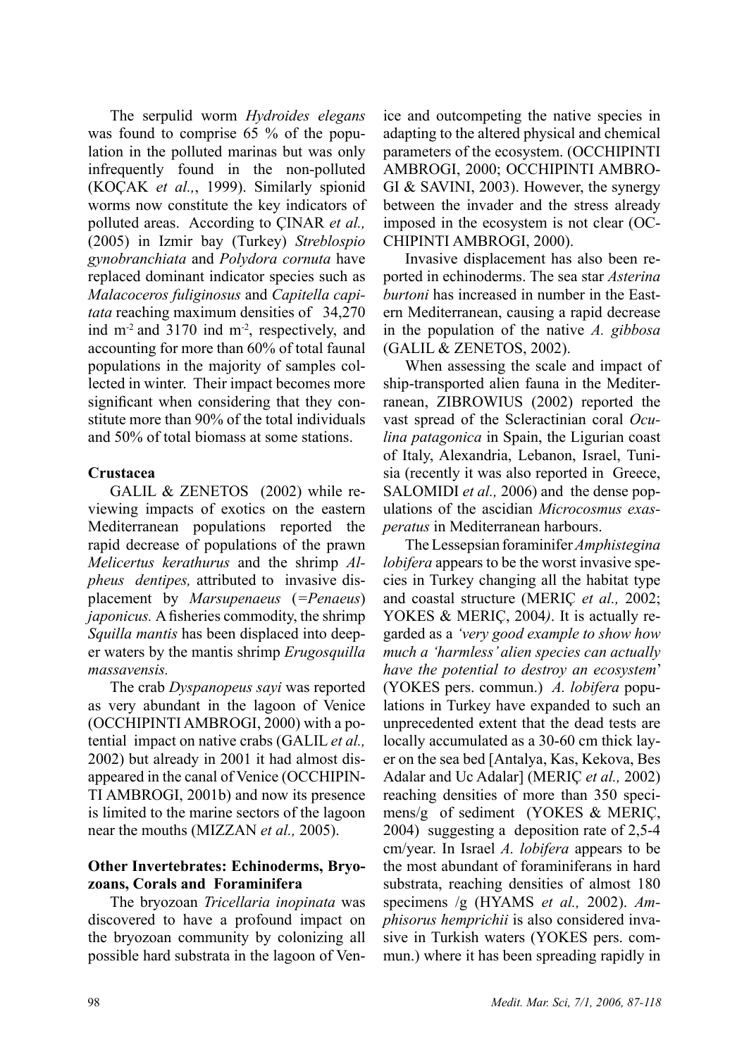The serpulid worm *Hydroides elegans* was found to comprise 65 % of the population in the polluted marinas but was only infrequently found in the non-polluted (KOÇAK *et al.,*, 1999). Similarly spionid worms now constitute the key indicators of polluted areas. According to ÇINAR *et al.,* (2005) in Izmir bay (Turkey) *Streblospio gynobranchiata* and *Polydora cornuta* have replaced dominant indicator species such as *Malacoceros fuliginosus* and *Capitella capitata* reaching maximum densities of 34,270 ind $m^{-2}$ and 3170 ind $m^{-2}$, respectively, and accounting for more than 60% of total faunal populations in the majority of samples collected in winter. Their impact becomes more significant when considering that they constitute more than 90% of the total individuals and 50% of total biomass at some stations.

**Crustacea**

GALIL & ZENETOS (2002) while reviewing impacts of exotics on the eastern Mediterranean populations reported the rapid decrease of populations of the prawn *Melicertus kerathurus* and the shrimp *Alpheus dentipes,* attributed to invasive displacement by *Marsupenaeus* (=*Penaeus*) *japonicus.* A fisheries commodity, the shrimp *Squilla mantis* has been displaced into deeper waters by the mantis shrimp *Erugosquilla massavensis.*

The crab *Dyspanopeus sayi* was reported as very abundant in the lagoon of Venice (OCCHIPINTI AMBROGI, 2000) with a potential impact on native crabs (GALIL *et al.,* 2002) but already in 2001 it had almost disappeared in the canal of Venice (OCCHIPINTI AMBROGI, 2001b) and now its presence is limited to the marine sectors of the lagoon near the mouths (MIZZAN *et al.,* 2005).

**Other Invertebrates: Echinoderms, Bryozoans, Corals and Foraminifera**

The bryozoan *Tricellaria inopinata* was discovered to have a profound impact on the bryozoan community by colonizing all possible hard substrata in the lagoon of Venice and outcompeting the native species in adapting to the altered physical and chemical parameters of the ecosystem. (OCCHIPINTI AMBROGI, 2000; OCCHIPINTI AMBROGI & SAVINI, 2003). However, the synergy between the invader and the stress already imposed in the ecosystem is not clear (OCCHIPINTI AMBROGI, 2000).

Invasive displacement has also been reported in echinoderms. The sea star *Asterina burtoni* has increased in number in the Eastern Mediterranean, causing a rapid decrease in the population of the native *A. gibbosa* (GALIL & ZENETOS, 2002).

When assessing the scale and impact of ship-transported alien fauna in the Mediterranean, ZIBROWIUS (2002) reported the vast spread of the Scleractinian coral *Oculina patagonica* in Spain, the Ligurian coast of Italy, Alexandria, Lebanon, Israel, Tunisia (recently it was also reported in Greece, SALOMIDI *et al.,* 2006) and the dense populations of the ascidian *Microcosmus exasperatus* in Mediterranean harbours.

The Lessepsian foraminifer *Amphistegina lobifera* appears to be the worst invasive species in Turkey changing all the habitat type and coastal structure (MERIÇ *et al.,* 2002; YOKES & MERIÇ, 2004*)*. It is actually regarded as a *'very good example to show how much a 'harmless' alien species can actually have the potential to destroy an ecosystem*' (YOKES pers. commun.) *A. lobifera* populations in Turkey have expanded to such an unprecedented extent that the dead tests are locally accumulated as a 30-60 cm thick layer on the sea bed [Antalya, Kas, Kekova, Bes Adalar and Uc Adalar] (MERIÇ *et al.,* 2002) reaching densities of more than 350 specimens/g of sediment (YOKES & MERIÇ, 2004) suggesting a deposition rate of 2,5-4 cm/year. In Israel *A. lobifera* appears to be the most abundant of foraminiferans in hard substrata, reaching densities of almost 180 specimens /g (HYAMS *et al.,* 2002). *Amphisorus hemprichii* is also considered invasive in Turkish waters (YOKES pers. commun.) where it has been spreading rapidly in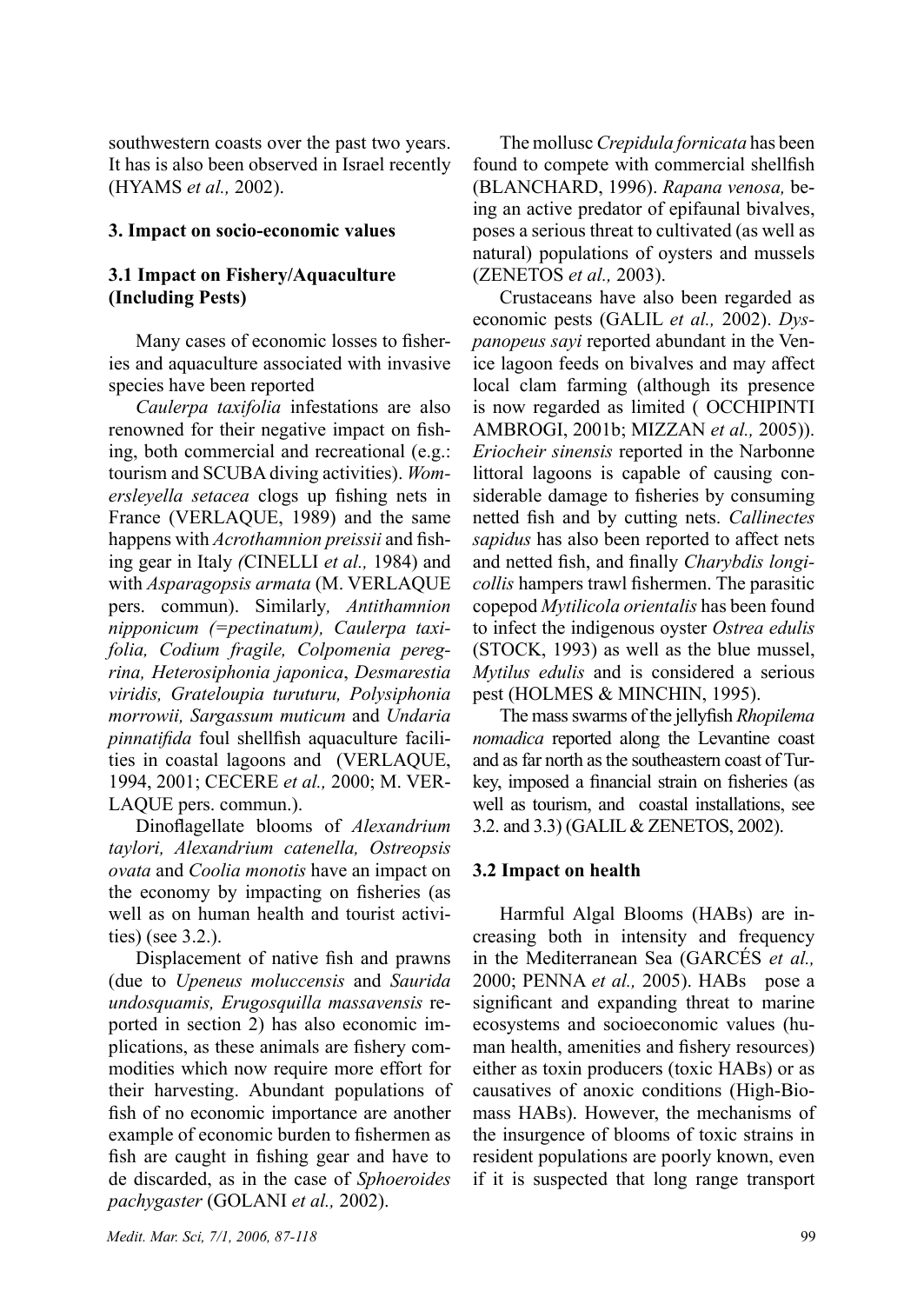southwestern coasts over the past two years. It has is also been observed in Israel recently (HYAMS *et al.,* 2002).

## 3. Impact on socio-economic values

### 3.1 Impact on Fishery/Aquaculture (Including Pests)

Many cases of economic losses to fisheries and aquaculture associated with invasive species have been reported

*Caulerpa taxifolia* infestations are also renowned for their negative impact on fishing, both commercial and recreational (e.g.: tourism and SCUBA diving activities). *Womersleyella setacea* clogs up fishing nets in France (VERLAQUE, 1989) and the same happens with *Acrothamnion preissii* and fishing gear in Italy *(*CINELLI *et al.,* 1984) and with *Asparagopsis armata* (M. VERLAQUE pers. commun). Similarly*, Antithamnion nipponicum (=pectinatum), Caulerpa taxifolia, Codium fragile, Colpomenia peregrina, Heterosiphonia japonica*, *Desmarestia viridis, Grateloupia turuturu, Polysiphonia morrowii, Sargassum muticum* and *Undaria pinnatifida* foul shellfish aquaculture facilities in coastal lagoons and (VERLAQUE, 1994, 2001; CECERE *et al.,* 2000; M. VERLAQUE pers. commun.).

Dinoflagellate blooms of *Alexandrium taylori, Alexandrium catenella, Ostreopsis ovata* and *Coolia monotis* have an impact on the economy by impacting on fisheries (as well as on human health and tourist activities) (see 3.2.).

Displacement of native fish and prawns (due to *Upeneus moluccensis* and *Saurida undosquamis, Erugosquilla massavensis* reported in section 2) has also economic implications, as these animals are fishery commodities which now require more effort for their harvesting. Abundant populations of fish of no economic importance are another example of economic burden to fishermen as fish are caught in fishing gear and have to de discarded, as in the case of *Sphoeroides pachygaster* (GOLANI *et al.,* 2002).

The mollusc *Crepidula fornicata* has been found to compete with commercial shellfish (BLANCHARD, 1996). *Rapana venosa,* being an active predator of epifaunal bivalves, poses a serious threat to cultivated (as well as natural) populations of oysters and mussels (ZENETOS *et al.,* 2003).

Crustaceans have also been regarded as economic pests (GALIL *et al.,* 2002). *Dyspanopeus sayi* reported abundant in the Venice lagoon feeds on bivalves and may affect local clam farming (although its presence is now regarded as limited ( OCCHIPINTI AMBROGI, 2001b; MIZZAN *et al.,* 2005)). *Eriocheir sinensis* reported in the Narbonne littoral lagoons is capable of causing considerable damage to fisheries by consuming netted fish and by cutting nets. *Callinectes sapidus* has also been reported to affect nets and netted fish, and finally *Charybdis longicollis* hampers trawl fishermen. The parasitic copepod *Mytilicola orientalis* has been found to infect the indigenous oyster *Ostrea edulis* (STOCK, 1993) as well as the blue mussel, *Mytilus edulis* and is considered a serious pest (HOLMES & MINCHIN, 1995).

The mass swarms of the jellyfish *Rhopilema nomadica* reported along the Levantine coast and as far north as the southeastern coast of Turkey, imposed a financial strain on fisheries (as well as tourism, and coastal installations, see 3.2. and 3.3) (GALIL & ZENETOS, 2002).

### 3.2 Impact on health

Harmful Algal Blooms (HABs) are increasing both in intensity and frequency in the Mediterranean Sea (GARCÉS *et al.,* 2000; PENNA *et al.,* 2005). HABs pose a significant and expanding threat to marine ecosystems and socioeconomic values (human health, amenities and fishery resources) either as toxin producers (toxic HABs) or as causatives of anoxic conditions (High-Biomass HABs). However, the mechanisms of the insurgence of blooms of toxic strains in resident populations are poorly known, even if it is suspected that long range transport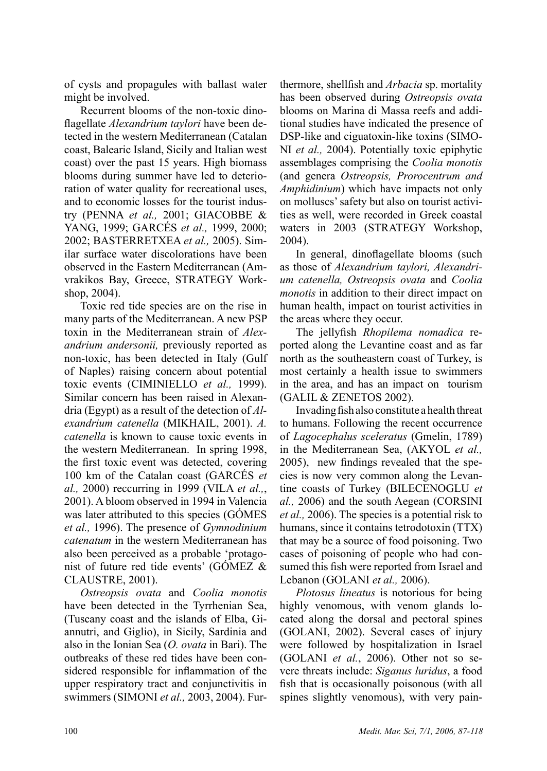of cysts and propagules with ballast water might be involved.

Recurrent blooms of the non-toxic dinoflagellate *Alexandrium taylori* have been detected in the western Mediterranean (Catalan coast, Balearic Island, Sicily and Italian west coast) over the past 15 years. High biomass blooms during summer have led to deterioration of water quality for recreational uses, and to economic losses for the tourist industry (PENNA *et al.,* 2001; GIACOBBE & YANG, 1999; GARCÉS *et al.,* 1999, 2000; 2002; BASTERRETXEA *et al.,* 2005). Similar surface water discolorations have been observed in the Eastern Mediterranean (Amvrakikos Bay, Greece, STRATEGY Workshop, 2004).

Toxic red tide species are on the rise in many parts of the Mediterranean. A new PSP toxin in the Mediterranean strain of *Alexandrium andersonii,* previously reported as non-toxic, has been detected in Italy (Gulf of Naples) raising concern about potential toxic events (CIMINIELLO *et al.,* 1999). Similar concern has been raised in Alexandria (Egypt) as a result of the detection of *Alexandrium catenella* (MIKHAIL, 2001). *A. catenella* is known to cause toxic events in the western Mediterranean. In spring 1998, the first toxic event was detected, covering 100 km of the Catalan coast (GARCÉS *et al.,* 2000) reccurring in 1999 (VILA *et al.,*, 2001). A bloom observed in 1994 in Valencia was later attributed to this species (GÓMES *et al.,* 1996). The presence of *Gymnodinium catenatum* in the western Mediterranean has also been perceived as a probable 'protagonist of future red tide events' (GÓMEZ & CLAUSTRE, 2001).

*Ostreopsis ovata* and *Coolia monotis* have been detected in the Tyrrhenian Sea, (Tuscany coast and the islands of Elba, Giannutri, and Giglio), in Sicily, Sardinia and also in the Ionian Sea (*O. ovata* in Bari). The outbreaks of these red tides have been considered responsible for inflammation of the upper respiratory tract and conjunctivitis in swimmers (SIMONI *et al.,* 2003, 2004). Furthermore, shellfish and *Arbacia* sp. mortality has been observed during *Ostreopsis ovata* blooms on Marina di Massa reefs and additional studies have indicated the presence of DSP-like and ciguatoxin-like toxins (SIMONI *et al.,* 2004). Potentially toxic epiphytic assemblages comprising the *Coolia monotis* (and genera *Ostreopsis, Prorocentrum and Amphidinium*) which have impacts not only on molluscs' safety but also on tourist activities as well, were recorded in Greek coastal waters in 2003 (STRATEGY Workshop, 2004).

In general, dinoflagellate blooms (such as those of *Alexandrium taylori, Alexandrium catenella, Ostreopsis ovata* and *Coolia monotis* in addition to their direct impact on human health, impact on tourist activities in the areas where they occur.

The jellyfish *Rhopilema nomadica* reported along the Levantine coast and as far north as the southeastern coast of Turkey, is most certainly a health issue to swimmers in the area, and has an impact on tourism (GALIL & ZENETOS 2002).

Invading fish also constitute a health threat to humans. Following the recent occurrence of *Lagocephalus sceleratus* (Gmelin, 1789) in the Mediterranean Sea, (AKYOL *et al.,* 2005), new findings revealed that the species is now very common along the Levantine coasts of Turkey (BILECENOGLU *et al.,* 2006) and the south Aegean (CORSINI *et al.,* 2006). The species is a potential risk to humans, since it contains tetrodotoxin (TTX) that may be a source of food poisoning. Two cases of poisoning of people who had consumed this fish were reported from Israel and Lebanon (GOLANI *et al.,* 2006).

*Plotosus lineatus* is notorious for being highly venomous, with venom glands located along the dorsal and pectoral spines (GOLANI, 2002). Several cases of injury were followed by hospitalization in Israel (GOLANI *et al.*, 2006). Other not so severe threats include: *Siganus luridus*, a food fish that is occasionally poisonous (with all spines slightly venomous), with very pain-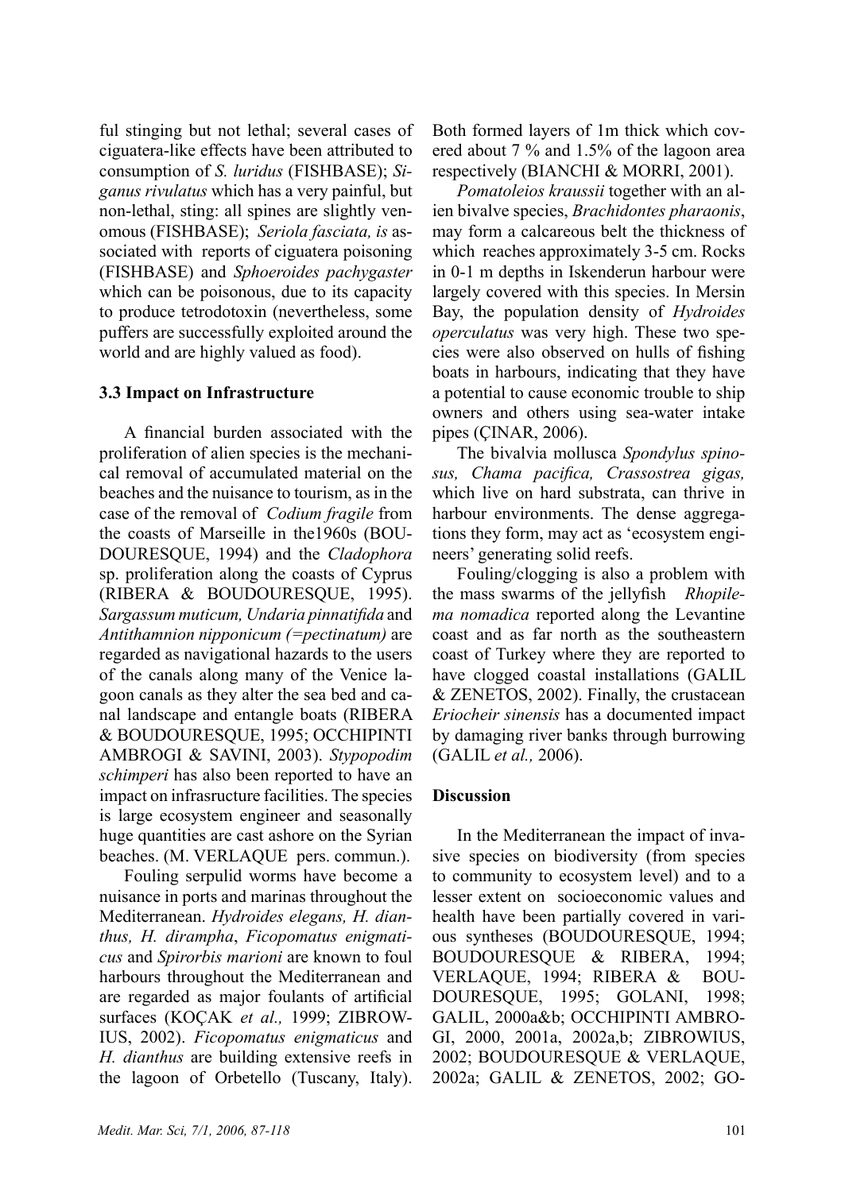ful stinging but not lethal; several cases of ciguatera-like effects have been attributed to consumption of *S. luridus* (FISHBASE); *Siganus rivulatus* which has a very painful, but non-lethal, sting: all spines are slightly venomous (FISHBASE); *Seriola fasciata, is* associated with reports of ciguatera poisoning (FISHBASE) and *Sphoeroides pachygaster* which can be poisonous, due to its capacity to produce tetrodotoxin (nevertheless, some puffers are successfully exploited around the world and are highly valued as food).

### 3.3 Impact on Infrastructure

A financial burden associated with the proliferation of alien species is the mechanical removal of accumulated material on the beaches and the nuisance to tourism, as in the case of the removal of *Codium fragile* from the coasts of Marseille in the1960s (BOUDOURESQUE, 1994) and the *Cladophora* sp. proliferation along the coasts of Cyprus (RIBERA & BOUDOURESQUE, 1995). *Sargassum muticum, Undaria pinnatifida* and *Antithamnion nipponicum (=pectinatum)* are regarded as navigational hazards to the users of the canals along many of the Venice lagoon canals as they alter the sea bed and canal landscape and entangle boats (RIBERA & BOUDOURESQUE, 1995; OCCHIPINTI AMBROGI & SAVINI, 2003). *Stypopodim schimperi* has also been reported to have an impact on infrasructure facilities. The species is large ecosystem engineer and seasonally huge quantities are cast ashore on the Syrian beaches. (M. VERLAQUE pers. commun.).

Fouling serpulid worms have become a nuisance in ports and marinas throughout the Mediterranean. *Hydroides elegans, H. dianthus, H. dirampha*, *Ficopomatus enigmaticus* and *Spirorbis marioni* are known to foul harbours throughout the Mediterranean and are regarded as major foulants of artificial surfaces (KOÇAK *et al.,* 1999; ZIBROWIUS, 2002). *Ficopomatus enigmaticus* and *H. dianthus* are building extensive reefs in the lagoon of Orbetello (Tuscany, Italy). Both formed layers of 1m thick which covered about 7 % and 1.5% of the lagoon area respectively (BIANCHI & MORRI, 2001).

*Pomatoleios kraussii* together with an alien bivalve species, *Brachidontes pharaonis*, may form a calcareous belt the thickness of which reaches approximately 3-5 cm. Rocks in 0-1 m depths in Iskenderun harbour were largely covered with this species. In Mersin Bay, the population density of *Hydroides operculatus* was very high. These two species were also observed on hulls of fishing boats in harbours, indicating that they have a potential to cause economic trouble to ship owners and others using sea-water intake pipes (ÇINAR, 2006).

The bivalvia mollusca *Spondylus spinosus, Chama pacifica, Crassostrea gigas,* which live on hard substrata, can thrive in harbour environments. The dense aggregations they form, may act as 'ecosystem engineers' generating solid reefs.

Fouling/clogging is also a problem with the mass swarms of the jellyfish *Rhopilema nomadica* reported along the Levantine coast and as far north as the southeastern coast of Turkey where they are reported to have clogged coastal installations (GALIL & ZENETOS, 2002). Finally, the crustacean *Eriocheir sinensis* has a documented impact by damaging river banks through burrowing (GALIL *et al.,* 2006).

## Discussion

In the Mediterranean the impact of invasive species on biodiversity (from species to community to ecosystem level) and to a lesser extent on socioeconomic values and health have been partially covered in various syntheses (BOUDOURESQUE, 1994; BOUDOURESQUE & RIBERA, 1994; VERLAQUE, 1994; RIBERA & BOUDOURESQUE, 1995; GOLANI, 1998; GALIL, 2000a&b; OCCHIPINTI AMBROGI, 2000, 2001a, 2002a,b; ZIBROWIUS, 2002; BOUDOURESQUE & VERLAQUE, 2002a; GALIL & ZENETOS, 2002; GO-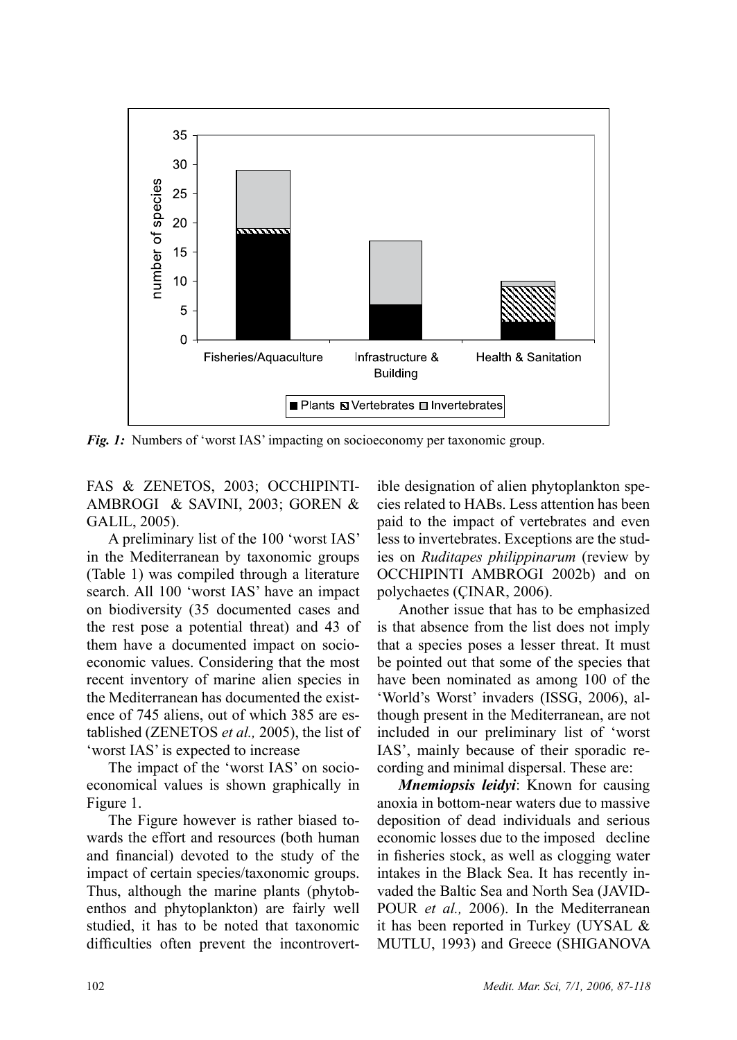*Fig. 1:* Numbers of 'worst IAS' impacting on socioeconomy per taxonomic group.

FAS & ZENETOS, 2003; OCCHIPINTI-AMBROGI & SAVINI, 2003; GOREN & GALIL, 2005).

A preliminary list of the 100 'worst IAS' in the Mediterranean by taxonomic groups (Table 1) was compiled through a literature search. All 100 'worst IAS' have an impact on biodiversity (35 documented cases and the rest pose a potential threat) and 43 of them have a documented impact on socio-economic values. Considering that the most recent inventory of marine alien species in the Mediterranean has documented the existence of 745 aliens, out of which 385 are established (ZENETOS *et al.,* 2005), the list of 'worst IAS' is expected to increase

The impact of the 'worst IAS' on socio-economical values is shown graphically in Figure 1.

The Figure however is rather biased towards the effort and resources (both human and financial) devoted to the study of the impact of certain species/taxonomic groups. Thus, although the marine plants (phytobenthos and phytoplankton) are fairly well studied, it has to be noted that taxonomic difficulties often prevent the incontrovertible designation of alien phytoplankton species related to HABs. Less attention has been paid to the impact of vertebrates and even less to invertebrates. Exceptions are the studies on *Ruditapes philippinarum* (review by OCCHIPINTI AMBROGI 2002b) and on polychaetes (ÇINAR, 2006).

Another issue that has to be emphasized is that absence from the list does not imply that a species poses a lesser threat. It must be pointed out that some of the species that have been nominated as among 100 of the 'World's Worst' invaders (ISSG, 2006), although present in the Mediterranean, are not included in our preliminary list of 'worst IAS', mainly because of their sporadic recording and minimal dispersal. These are:

***Mnemiopsis leidyi***: Known for causing anoxia in bottom-near waters due to massive deposition of dead individuals and serious economic losses due to the imposed decline in fisheries stock, as well as clogging water intakes in the Black Sea. It has recently invaded the Baltic Sea and North Sea (JAVIDPOUR *et al.,* 2006). In the Mediterranean it has been reported in Turkey (UYSAL & MUTLU, 1993) and Greece (SHIGANOVA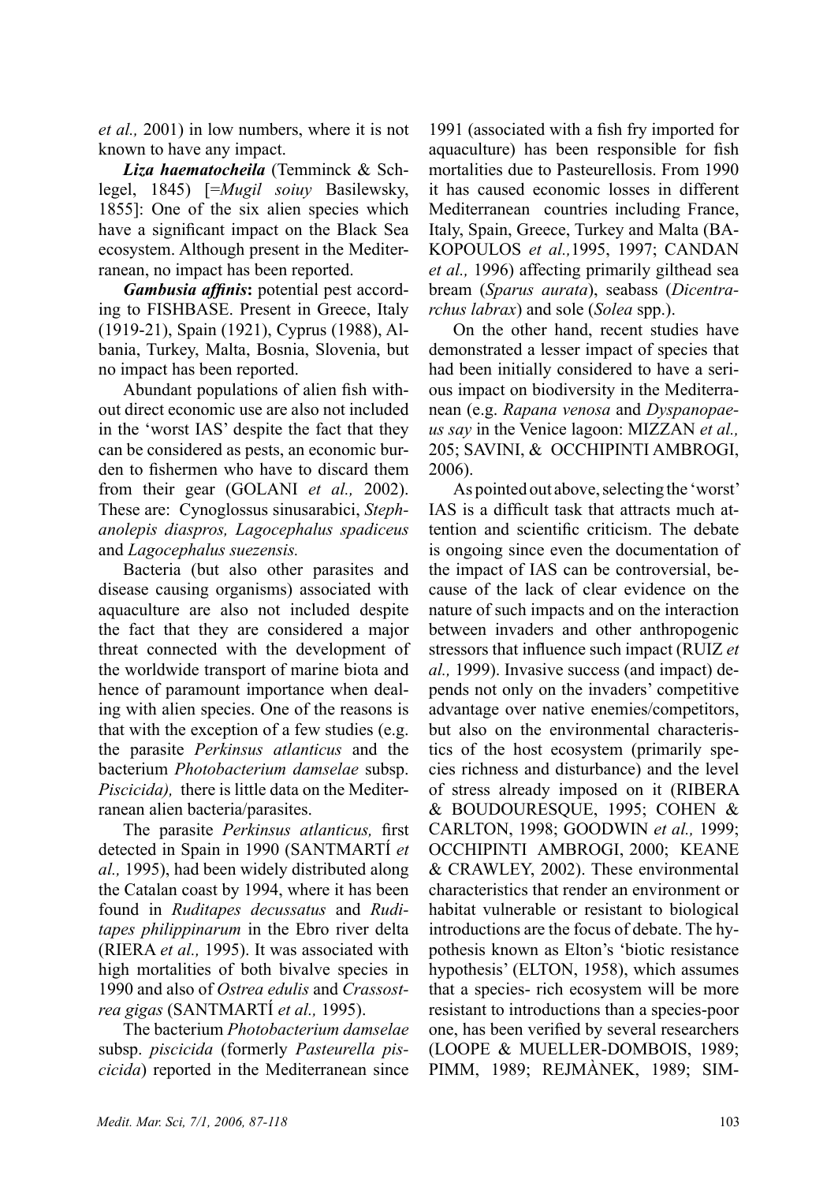*et al.,* 2001) in low numbers, where it is not known to have any impact.

***Liza haematocheila*** (Temminck & Schlegel, 1845) [=*Mugil soiuy* Basilewsky, 1855]: One of the six alien species which have a significant impact on the Black Sea ecosystem. Although present in the Mediterranean, no impact has been reported.

***Gambusia affinis*:** potential pest according to FISHBASE. Present in Greece, Italy (1919-21), Spain (1921), Cyprus (1988), Albania, Turkey, Malta, Bosnia, Slovenia, but no impact has been reported.

Abundant populations of alien fish without direct economic use are also not included in the 'worst IAS' despite the fact that they can be considered as pests, an economic burden to fishermen who have to discard them from their gear (GOLANI *et al.,* 2002). These are: Cynoglossus sinusarabici, *Stephanolepis diaspros, Lagocephalus spadiceus* and *Lagocephalus suezensis.*

Bacteria (but also other parasites and disease causing organisms) associated with aquaculture are also not included despite the fact that they are considered a major threat connected with the development of the worldwide transport of marine biota and hence of paramount importance when dealing with alien species. One of the reasons is that with the exception of a few studies (e.g. the parasite *Perkinsus atlanticus* and the bacterium *Photobacterium damselae* subsp. *Piscicida),* there is little data on the Mediterranean alien bacteria/parasites.

The parasite *Perkinsus atlanticus,* first detected in Spain in 1990 (SANTMARTÍ *et al.,* 1995), had been widely distributed along the Catalan coast by 1994, where it has been found in *Ruditapes decussatus* and *Ruditapes philippinarum* in the Ebro river delta (RIERA *et al.,* 1995). It was associated with high mortalities of both bivalve species in 1990 and also of *Ostrea edulis* and *Crassostrea gigas* (SANTMARTÍ *et al.,* 1995).

The bacterium *Photobacterium damselae* subsp. *piscicida* (formerly *Pasteurella piscicida*) reported in the Mediterranean since 1991 (associated with a fish fry imported for aquaculture) has been responsible for fish mortalities due to Pasteurellosis. From 1990 it has caused economic losses in different Mediterranean countries including France, Italy, Spain, Greece, Turkey and Malta (BAKOPOULOS *et al.,*1995, 1997; CANDAN *et al.,* 1996) affecting primarily gilthead sea bream (*Sparus aurata*), seabass (*Dicentrarchus labrax*) and sole (*Solea* spp.).

On the other hand, recent studies have demonstrated a lesser impact of species that had been initially considered to have a serious impact on biodiversity in the Mediterranean (e.g. *Rapana venosa* and *Dyspanopaeus say* in the Venice lagoon: MIZZAN *et al.,* 205; SAVINI, & OCCHIPINTI AMBROGI, 2006).

As pointed out above, selecting the 'worst' IAS is a difficult task that attracts much attention and scientific criticism. The debate is ongoing since even the documentation of the impact of IAS can be controversial, because of the lack of clear evidence on the nature of such impacts and on the interaction between invaders and other anthropogenic stressors that influence such impact (RUIZ *et al.,* 1999). Invasive success (and impact) depends not only on the invaders' competitive advantage over native enemies/competitors, but also on the environmental characteristics of the host ecosystem (primarily species richness and disturbance) and the level of stress already imposed on it (RIBERA & BOUDOURESQUE, 1995; COHEN & CARLTON, 1998; GOODWIN *et al.,* 1999; OCCHIPINTI AMBROGI, 2000; KEANE & CRAWLEY, 2002). These environmental characteristics that render an environment or habitat vulnerable or resistant to biological introductions are the focus of debate. The hypothesis known as Elton's 'biotic resistance hypothesis' (ELTON, 1958), which assumes that a species- rich ecosystem will be more resistant to introductions than a species-poor one, has been verified by several researchers (LOOPE & MUELLER-DOMBOIS, 1989; PIMM, 1989; REJMÀNEK, 1989; SIM-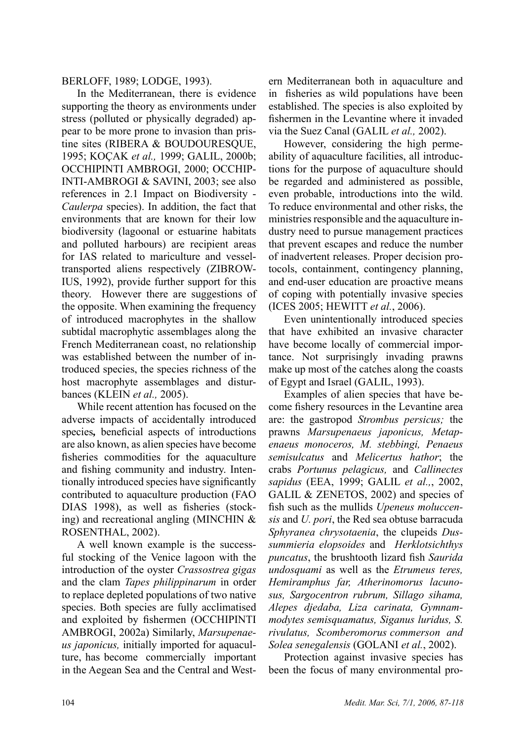BERLOFF, 1989; LODGE, 1993).

In the Mediterranean, there is evidence supporting the theory as environments under stress (polluted or physically degraded) appear to be more prone to invasion than pristine sites (RIBERA & BOUDOURESQUE, 1995; KOÇAK *et al.,* 1999; GALIL, 2000b; OCCHIPINTI AMBROGI, 2000; OCCHIPINTI-AMBROGI & SAVINI, 2003; see also references in 2.1 Impact on Biodiversity - *Caulerpa* species). In addition, the fact that environments that are known for their low biodiversity (lagoonal or estuarine habitats and polluted harbours) are recipient areas for IAS related to mariculture and vessel-transported aliens respectively (ZIBROWIUS, 1992), provide further support for this theory. However there are suggestions of the opposite. When examining the frequency of introduced macrophytes in the shallow subtidal macrophytic assemblages along the French Mediterranean coast, no relationship was established between the number of introduced species, the species richness of the host macrophyte assemblages and disturbances (KLEIN *et al.,* 2005).

While recent attention has focused on the adverse impacts of accidentally introduced species**,** beneficial aspects of introductions are also known, as alien species have become fisheries commodities for the aquaculture and fishing community and industry. Intentionally introduced species have significantly contributed to aquaculture production (FAO DIAS 1998), as well as fisheries (stocking) and recreational angling (MINCHIN & ROSENTHAL, 2002).

A well known example is the successful stocking of the Venice lagoon with the introduction of the oyster *Crassostrea gigas* and the clam *Tapes philippinarum* in order to replace depleted populations of two native species. Both species are fully acclimatised and exploited by fishermen (OCCHIPINTI AMBROGI, 2002a) Similarly, *Marsupenaeus japonicus,* initially imported for aquaculture, has become commercially important in the Aegean Sea and the Central and Western Mediterranean both in aquaculture and in fisheries as wild populations have been established. The species is also exploited by fishermen in the Levantine where it invaded via the Suez Canal (GALIL *et al.,* 2002).

However, considering the high permeability of aquaculture facilities, all introductions for the purpose of aquaculture should be regarded and administered as possible, even probable, introductions into the wild. To reduce environmental and other risks, the ministries responsible and the aquaculture industry need to pursue management practices that prevent escapes and reduce the number of inadvertent releases. Proper decision protocols, containment, contingency planning, and end-user education are proactive means of coping with potentially invasive species (ICES 2005; HEWITT *et al.*, 2006).

Even unintentionally introduced species that have exhibited an invasive character have become locally of commercial importance. Not surprisingly invading prawns make up most of the catches along the coasts of Egypt and Israel (GALIL, 1993).

Examples of alien species that have become fishery resources in the Levantine area are: the gastropod *Strombus persicus;* the prawns *Marsupenaeus japonicus, Metapenaeus monoceros, M. stebbingi, Penaeus semisulcatus* and *Melicertus hathor*; the crabs *Portunus pelagicus,* and *Callinectes sapidus* (EEA, 1999; GALIL *et al.,*, 2002, GALIL & ZENETOS, 2002) and species of fish such as the mullids *Upeneus moluccensis* and *U. pori*, the Red sea obtuse barracuda *Sphyranea chrysotaenia*, the clupeids *Dussummieria elopsoides* and *Herklotsichthys puncatus*, the brushtooth lizard fish *Saurida undosquami* as well as the *Etrumeus teres, Hemiramphus far, Atherinomorus lacunosus, Sargocentron rubrum, Sillago sihama, Alepes djedaba, Liza carinata, Gymnammodytes semisquamatus, Siganus luridus, S. rivulatus, Scomberomorus commerson and Solea senegalensis* (GOLANI *et al.*, 2002).

Protection against invasive species has been the focus of many environmental pro-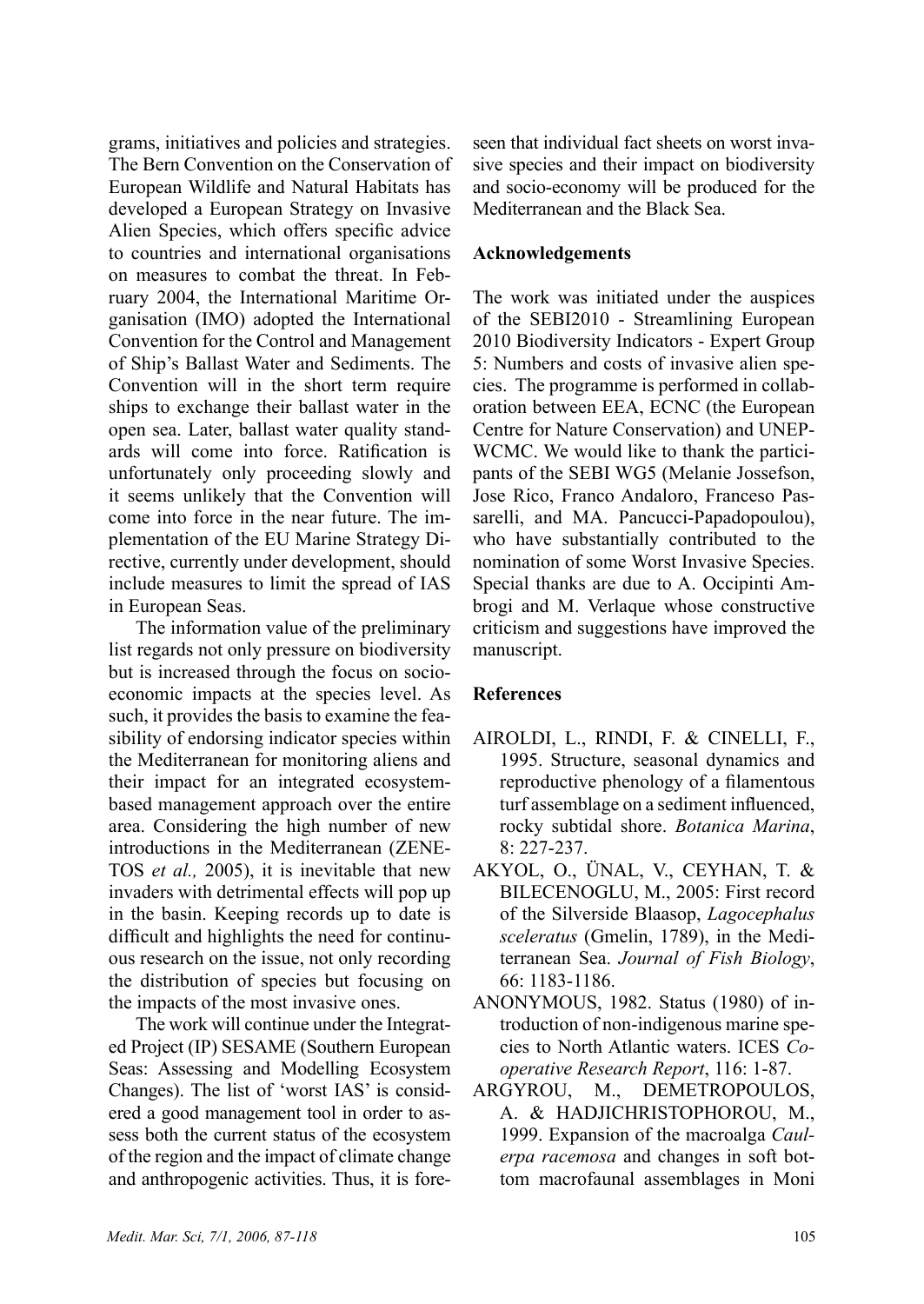grams, initiatives and policies and strategies. The Bern Convention on the Conservation of European Wildlife and Natural Habitats has developed a European Strategy on Invasive Alien Species, which offers specific advice to countries and international organisations on measures to combat the threat. In February 2004, the International Maritime Organisation (IMO) adopted the International Convention for the Control and Management of Ship's Ballast Water and Sediments. The Convention will in the short term require ships to exchange their ballast water in the open sea. Later, ballast water quality standards will come into force. Ratification is unfortunately only proceeding slowly and it seems unlikely that the Convention will come into force in the near future. The implementation of the EU Marine Strategy Directive, currently under development, should include measures to limit the spread of IAS in European Seas.

The information value of the preliminary list regards not only pressure on biodiversity but is increased through the focus on socio-economic impacts at the species level. As such, it provides the basis to examine the feasibility of endorsing indicator species within the Mediterranean for monitoring aliens and their impact for an integrated ecosystem-based management approach over the entire area. Considering the high number of new introductions in the Mediterranean (ZENETOS *et al.,* 2005), it is inevitable that new invaders with detrimental effects will pop up in the basin. Keeping records up to date is difficult and highlights the need for continuous research on the issue, not only recording the distribution of species but focusing on the impacts of the most invasive ones.

The work will continue under the Integrated Project (IP) SESAME (Southern European Seas: Assessing and Modelling Ecosystem Changes). The list of 'worst IAS' is considered a good management tool in order to assess both the current status of the ecosystem of the region and the impact of climate change and anthropogenic activities. Thus, it is foreseen that individual fact sheets on worst invasive species and their impact on biodiversity and socio-economy will be produced for the Mediterranean and the Black Sea.

## Acknowledgements

The work was initiated under the auspices of the SEBI2010 - Streamlining European 2010 Biodiversity Indicators - Expert Group 5: Numbers and costs of invasive alien species. The programme is performed in collaboration between EEA, ECNC (the European Centre for Nature Conservation) and UNEP-WCMC. We would like to thank the participants of the SEBI WG5 (Melanie Jossefson, Jose Rico, Franco Andaloro, Franceso Passarelli, and MA. Pancucci-Papadopoulou), who have substantially contributed to the nomination of some Worst Invasive Species. Special thanks are due to A. Occipinti Ambrogi and M. Verlaque whose constructive criticism and suggestions have improved the manuscript.

## References

AIROLDI, L., RINDI, F. & CINELLI, F., 1995. Structure, seasonal dynamics and reproductive phenology of a filamentous turf assemblage on a sediment influenced, rocky subtidal shore. *Botanica Marina*, 8: 227-237.

AKYOL, O., ÜNAL, V., CEYHAN, T. & BILECENOGLU, M., 2005: First record of the Silverside Blaasop, *Lagocephalus sceleratus* (Gmelin, 1789), in the Mediterranean Sea. *Journal of Fish Biology*, 66: 1183-1186.

ANONYMOUS, 1982. Status (1980) of introduction of non-indigenous marine species to North Atlantic waters. ICES *Cooperative Research Report*, 116: 1-87.

ARGYROU, M., DEMETROPOULOS, A. & HADJICHRISTOPHOROU, M., 1999. Expansion of the macroalga *Caulerpa racemosa* and changes in soft bottom macrofaunal assemblages in Moni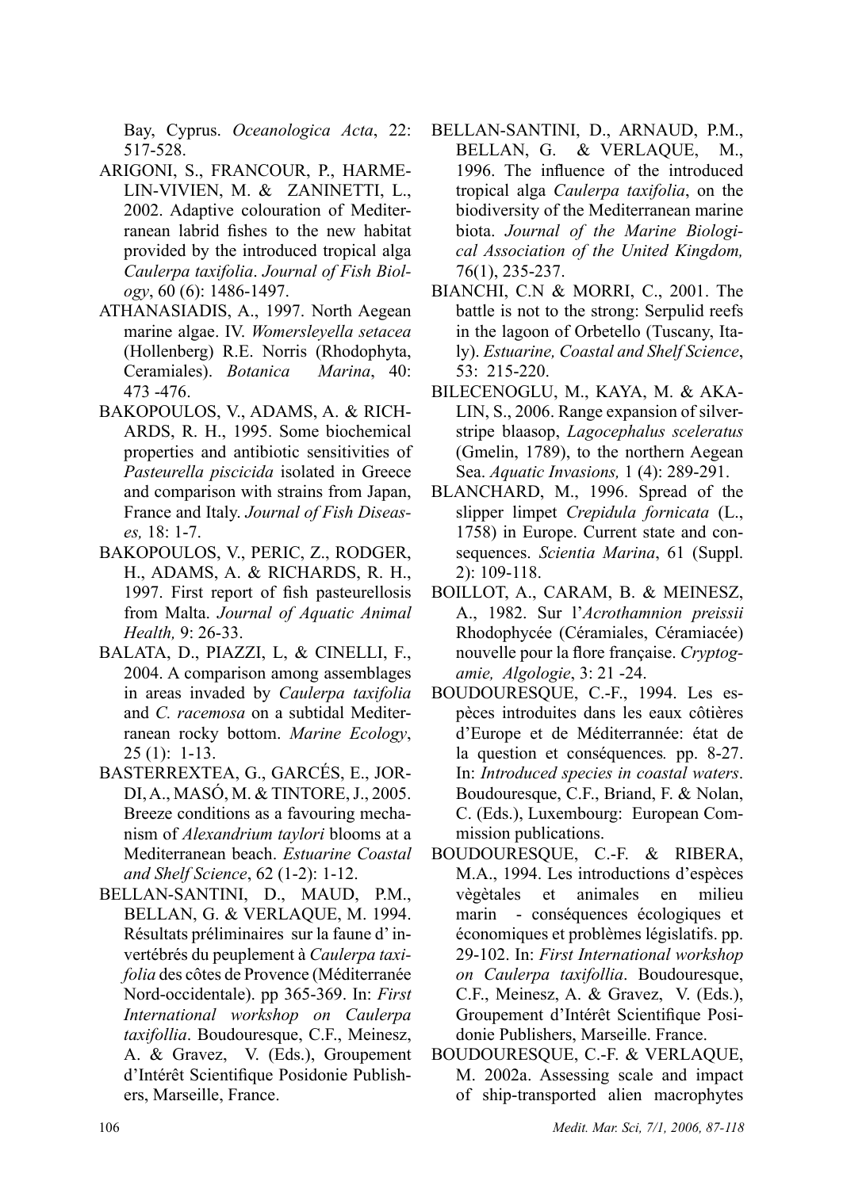Bay, Cyprus. *Oceanologica Acta*, 22: 517-528.

ARIGONI, S., FRANCOUR, P., HARMELIN-VIVIEN, M. & ZANINETTI, L., 2002. Adaptive colouration of Mediterranean labrid fishes to the new habitat provided by the introduced tropical alga *Caulerpa taxifolia*. *Journal of Fish Biology*, 60 (6): 1486-1497.

ATHANASIADIS, A., 1997. North Aegean marine algae. IV. *Womersleyella setacea* (Hollenberg) R.E. Norris (Rhodophyta, Ceramiales). *Botanica Marina*, 40: 473 -476.

BAKOPOULOS, V., ADAMS, A. & RICHARDS, R. H., 1995. Some biochemical properties and antibiotic sensitivities of *Pasteurella piscicida* isolated in Greece and comparison with strains from Japan, France and Italy. *Journal of Fish Diseases,* 18: 1-7.

BAKOPOULOS, V., PERIC, Z., RODGER, H., ADAMS, A. & RICHARDS, R. H., 1997. First report of fish pasteurellosis from Malta. *Journal of Aquatic Animal Health,* 9: 26-33.

BALATA, D., PIAZZI, L, & CINELLI, F., 2004. A comparison among assemblages in areas invaded by *Caulerpa taxifolia* and *C. racemosa* on a subtidal Mediterranean rocky bottom. *Marine Ecology*, 25 (1): 1-13.

BASTERREXTEA, G., GARCÉS, E., JORDI, A., MASÓ, M. & TINTORE, J., 2005. Breeze conditions as a favouring mechanism of *Alexandrium taylori* blooms at a Mediterranean beach. *Estuarine Coastal and Shelf Science*, 62 (1-2): 1-12.

BELLAN-SANTINI, D., MAUD, P.M., BELLAN, G. & VERLAQUE, M. 1994. Résultats préliminaires sur la faune d' invertébrés du peuplement à *Caulerpa taxifolia* des côtes de Provence (Méditerranée Nord-occidentale). pp 365-369. In: *First International workshop on Caulerpa taxifollia*. Boudouresque, C.F., Meinesz, A. & Gravez, V. (Eds.), Groupement d'Intérêt Scientifique Posidonie Publishers, Marseille, France.

BELLAN-SANTINI, D., ARNAUD, P.M., BELLAN, G. & VERLAQUE, M., 1996. The influence of the introduced tropical alga *Caulerpa taxifolia*, on the biodiversity of the Mediterranean marine biota. *Journal of the Marine Biological Association of the United Kingdom,* 76(1), 235-237.

BIANCHI, C.N & MORRI, C., 2001. The battle is not to the strong: Serpulid reefs in the lagoon of Orbetello (Tuscany, Italy). *Estuarine, Coastal and Shelf Science*, 53: 215-220.

BILECENOGLU, M., KAYA, M. & AKALIN, S., 2006. Range expansion of silverstripe blaasop, *Lagocephalus sceleratus* (Gmelin, 1789), to the northern Aegean Sea. *Aquatic Invasions,* 1 (4): 289-291.

BLANCHARD, M., 1996. Spread of the slipper limpet *Crepidula fornicata* (L., 1758) in Europe. Current state and consequences. *Scientia Marina*, 61 (Suppl. 2): 109-118.

BOILLOT, A., CARAM, B. & MEINESZ, A., 1982. Sur l'*Acrothamnion preissii* Rhodophycée (Céramiales, Céramiacée) nouvelle pour la flore française. *Cryptogamie, Algologie*, 3: 21 -24.

BOUDOURESQUE, C.-F., 1994. Les espèces introduites dans les eaux côtières d'Europe et de Méditerrannée: état de la question et conséquences*.* pp. 8-27. In: *Introduced species in coastal waters*. Boudouresque, C.F., Briand, F. & Nolan, C. (Eds.), Luxembourg: European Commission publications.

BOUDOURESQUE, C.-F. & RIBERA, M.A., 1994. Les introductions d'espèces vègètales et animales en milieu marin - conséquences écologiques et économiques et problèmes législatifs. pp. 29-102. In: *First International workshop on Caulerpa taxifollia*. Boudouresque, C.F., Meinesz, A. & Gravez, V. (Eds.), Groupement d'Intérêt Scientifique Posidonie Publishers, Marseille. France.

BOUDOURESQUE, C.-F. & VERLAQUE, M. 2002a. Assessing scale and impact of ship-transported alien macrophytes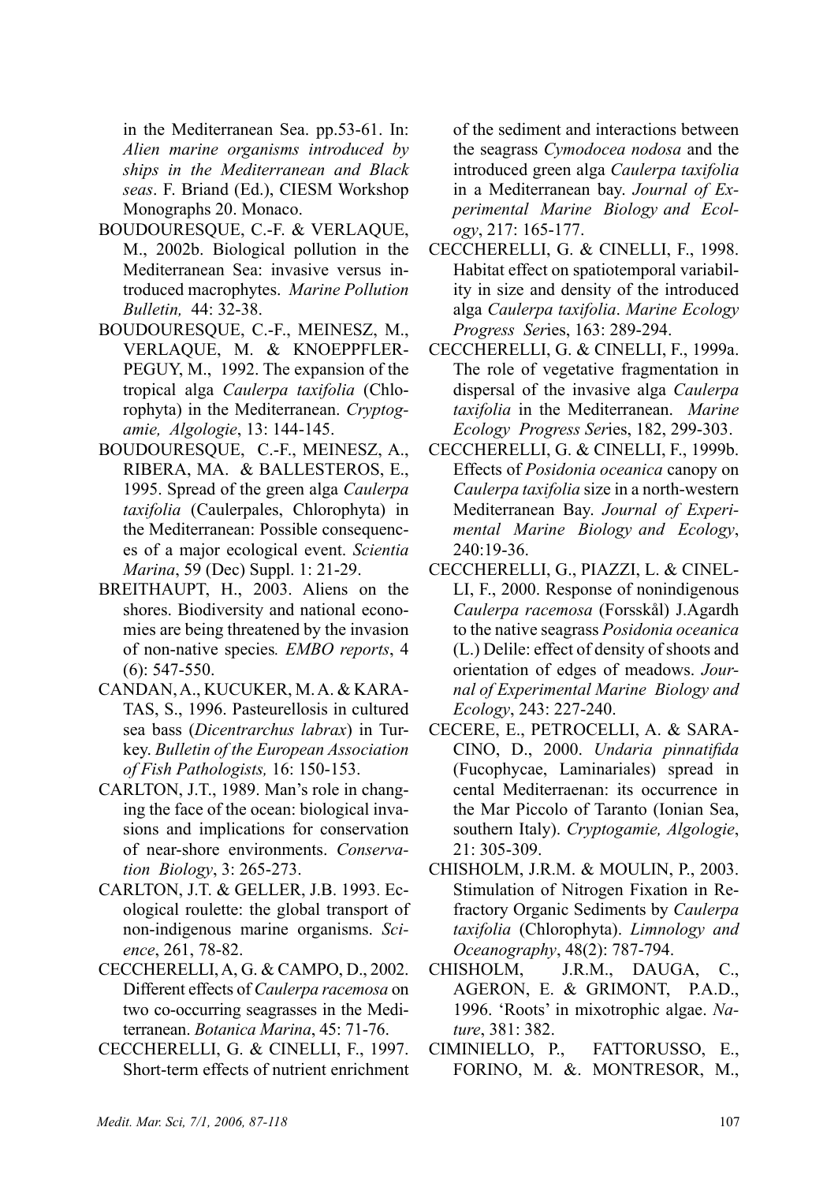in the Mediterranean Sea. pp.53-61. In: *Alien marine organisms introduced by ships in the Mediterranean and Black seas*. F. Briand (Ed.), CIESM Workshop Monographs 20. Monaco.

BOUDOURESQUE, C.-F. & VERLAQUE, M., 2002b. Biological pollution in the Mediterranean Sea: invasive versus introduced macrophytes. *Marine Pollution Bulletin,* 44: 32-38.

BOUDOURESQUE, C.-F., MEINESZ, M., VERLAQUE, M. & KNOEPPFLER-PEGUY, M., 1992. The expansion of the tropical alga *Caulerpa taxifolia* (Chlorophyta) in the Mediterranean. *Cryptogamie, Algologie*, 13: 144-145.

BOUDOURESQUE, C.-F., MEINESZ, A., RIBERA, MA. & BALLESTEROS, E., 1995. Spread of the green alga *Caulerpa taxifolia* (Caulerpales, Chlorophyta) in the Mediterranean: Possible consequences of a major ecological event. *Scientia Marina*, 59 (Dec) Suppl. 1: 21-29.

BREITHAUPT, H., 2003. Aliens on the shores. Biodiversity and national economies are being threatened by the invasion of non-native species*. EMBO reports*, 4 (6): 547-550.

CANDAN, A., KUCUKER, M. A. & KARATAS, S., 1996. Pasteurellosis in cultured sea bass (*Dicentrarchus labrax*) in Turkey. *Bulletin of the European Association of Fish Pathologists,* 16: 150-153.

CARLTON, J.T., 1989. Man's role in changing the face of the ocean: biological invasions and implications for conservation of near-shore environments. *Conservation Biology*, 3: 265-273.

CARLTON, J.T. & GELLER, J.B. 1993. Ecological roulette: the global transport of non-indigenous marine organisms. *Science*, 261, 78-82.

CECCHERELLI, A, G. & CAMPO, D., 2002. Different effects of *Caulerpa racemosa* on two co-occurring seagrasses in the Mediterranean. *Botanica Marina*, 45: 71-76.

CECCHERELLI, G. & CINELLI, F., 1997. Short-term effects of nutrient enrichment of the sediment and interactions between the seagrass *Cymodocea nodosa* and the introduced green alga *Caulerpa taxifolia* in a Mediterranean bay. *Journal of Experimental Marine Biology and Ecology*, 217: 165-177.

CECCHERELLI, G. & CINELLI, F., 1998. Habitat effect on spatiotemporal variability in size and density of the introduced alga *Caulerpa taxifolia*. *Marine Ecology Progress Ser*ies, 163: 289-294.

CECCHERELLI, G. & CINELLI, F., 1999a. The role of vegetative fragmentation in dispersal of the invasive alga *Caulerpa taxifolia* in the Mediterranean. *Marine Ecology Progress Ser*ies, 182, 299-303.

CECCHERELLI, G. & CINELLI, F., 1999b. Effects of *Posidonia oceanica* canopy on *Caulerpa taxifolia* size in a north-western Mediterranean Bay. *Journal of Experimental Marine Biology and Ecology*, 240:19-36.

CECCHERELLI, G., PIAZZI, L. & CINELLI, F., 2000. Response of nonindigenous *Caulerpa racemosa* (Forsskål) J.Agardh to the native seagrass *Posidonia oceanica* (L.) Delile: effect of density of shoots and orientation of edges of meadows. *Journal of Experimental Marine Biology and Ecology*, 243: 227-240.

CECERE, E., PETROCELLI, A. & SARACINO, D., 2000. *Undaria pinnatifida* (Fucophycae, Laminariales) spread in cental Mediterraenan: its occurrence in the Mar Piccolo of Taranto (Ionian Sea, southern Italy). *Cryptogamie, Algologie*, 21: 305-309.

CHISHOLM, J.R.M. & MOULIN, P., 2003. Stimulation of Nitrogen Fixation in Refractory Organic Sediments by *Caulerpa taxifolia* (Chlorophyta). *Limnology and Oceanography*, 48(2): 787-794.

CHISHOLM, J.R.M., DAUGA, C., AGERON, E. & GRIMONT, P.A.D., 1996. 'Roots' in mixotrophic algae. *Nature*, 381: 382.

CIMINIELLO, P., FATTORUSSO, E., FORINO, M. &. MONTRESOR, M.,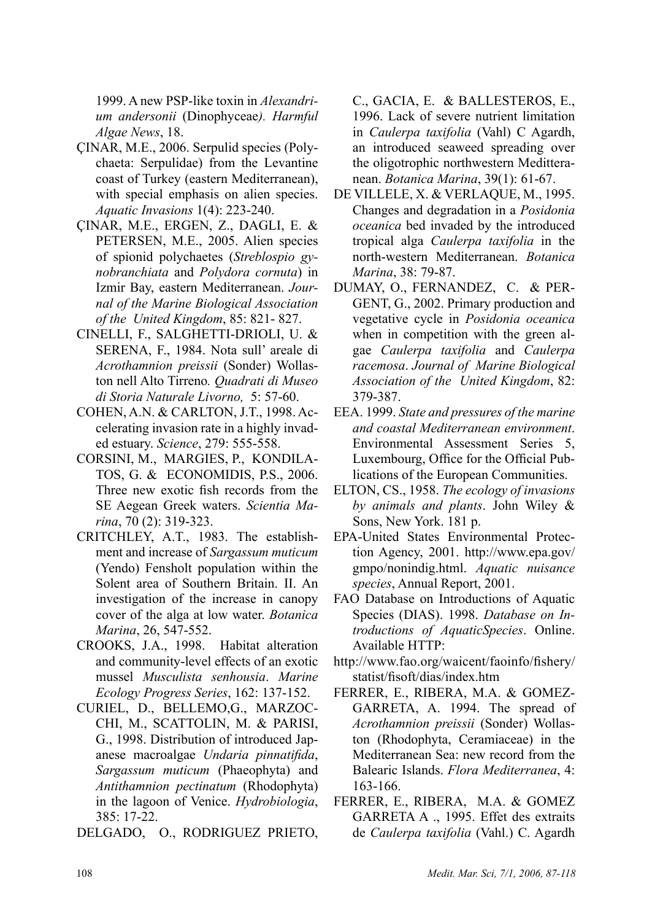1999. A new PSP-like toxin in *Alexandrium andersonii* (Dinophyceae*). Harmful Algae News*, 18.

ÇINAR, M.E., 2006. Serpulid species (Polychaeta: Serpulidae) from the Levantine coast of Turkey (eastern Mediterranean), with special emphasis on alien species. *Aquatic Invasions* 1(4): 223-240.

ÇINAR, M.E., ERGEN, Z., DAGLI, E. & PETERSEN, M.E., 2005. Alien species of spionid polychaetes (*Streblospio gynobranchiata* and *Polydora cornuta*) in Izmir Bay, eastern Mediterranean. *Journal of the Marine Biological Association of the United Kingdom*, 85: 821- 827.

CINELLI, F., SALGHETTI-DRIOLI, U. & SERENA, F., 1984. Nota sull' areale di *Acrothamnion preissii* (Sonder) Wollaston nell Alto Tirreno*. Quadrati di Museo di Storia Naturale Livorno,* 5: 57-60.

COHEN, A.N. & CARLTON, J.T., 1998. Accelerating invasion rate in a highly invaded estuary. *Science*, 279: 555-558.

CORSINI, M., MARGIES, P., KONDILATOS, G. & ECONOMIDIS, P.S., 2006. Three new exotic fish records from the SE Aegean Greek waters. *Scientia Marina*, 70 (2): 319-323.

CRITCHLEY, A.T., 1983. The establishment and increase of *Sargassum muticum* (Yendo) Fensholt population within the Solent area of Southern Britain. II. An investigation of the increase in canopy cover of the alga at low water. *Botanica Marina*, 26, 547-552.

CROOKS, J.A., 1998. Habitat alteration and community-level effects of an exotic mussel *Musculista senhousia*. *Marine Ecology Progress Series*, 162: 137-152.

CURIEL, D., BELLEMO,G., MARZOCCHI, M., SCATTOLIN, M. & PARISI, G., 1998. Distribution of introduced Japanese macroalgae *Undaria pinnatifida*, *Sargassum muticum* (Phaeophyta) and *Antithamnion pectinatum* (Rhodophyta) in the lagoon of Venice. *Hydrobiologia*, 385: 17-22.

DELGADO, O., RODRIGUEZ PRIETO, C., GACIA, E. & BALLESTEROS, E., 1996. Lack of severe nutrient limitation in *Caulerpa taxifolia* (Vahl) C Agardh, an introduced seaweed spreading over the oligotrophic northwestern Mediterranean. *Botanica Marina*, 39(1): 61-67.

DE VILLELE, X. & VERLAQUE, M., 1995. Changes and degradation in a *Posidonia oceanica* bed invaded by the introduced tropical alga *Caulerpa taxifolia* in the north-western Mediterranean. *Botanica Marina*, 38: 79-87.

DUMAY, O., FERNANDEZ, C. & PERGENT, G., 2002. Primary production and vegetative cycle in *Posidonia oceanica* when in competition with the green algae *Caulerpa taxifolia* and *Caulerpa racemosa*. *Journal of Marine Biological Association of the United Kingdom*, 82: 379-387.

EEA. 1999. *State and pressures of the marine and coastal Mediterranean environment*. Environmental Assessment Series 5, Luxembourg, Office for the Official Publications of the European Communities.

ELTON, CS., 1958. *The ecology of invasions by animals and plants*. John Wiley & Sons, New York. 181 p.

EPA-United States Environmental Protection Agency, 2001. http://www.epa.gov/gmpo/nonindig.html. *Aquatic nuisance species*, Annual Report, 2001.

FAO Database on Introductions of Aquatic Species (DIAS). 1998. *Database on Introductions of AquaticSpecies*. Online. Available HTTP:
http://www.fao.org/waicent/faoinfo/fishery/statist/fisoft/dias/index.htm

FERRER, E., RIBERA, M.A. & GOMEZ-GARRETA, A. 1994. The spread of *Acrothamnion preissii* (Sonder) Wollaston (Rhodophyta, Ceramiaceae) in the Mediterranean Sea: new record from the Balearic Islands. *Flora Mediterranea*, 4: 163-166.

FERRER, E., RIBERA, M.A. & GOMEZ GARRETA A ., 1995. Effet des extraits de *Caulerpa taxifolia* (Vahl.) C. Agardh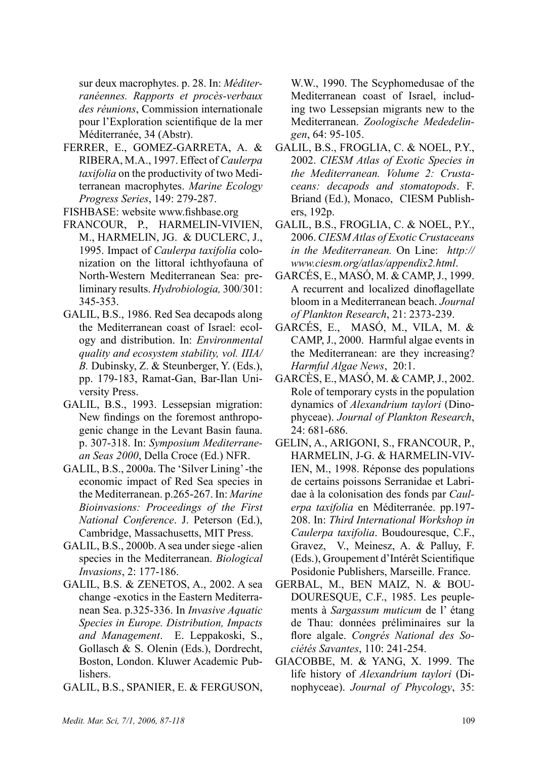sur deux macrophytes. p. 28. In: *Méditerranéennes. Rapports et procès-verbaux des réunions*, Commission internationale pour l'Exploration scientifique de la mer Méditerranée, 34 (Abstr).

FERRER, E., GOMEZ-GARRETA, A. & RIBERA, M.A., 1997. Effect of *Caulerpa taxifolia* on the productivity of two Mediterranean macrophytes. *Marine Ecology Progress Series*, 149: 279-287.

FISHBASE: website www.fishbase.org

FRANCOUR, P., HARMELIN-VIVIEN, M., HARMELIN, JG. & DUCLERC, J., 1995. Impact of *Caulerpa taxifolia* colonization on the littoral ichthyofauna of North-Western Mediterranean Sea: preliminary results. *Hydrobiologia,* 300/301: 345-353.

GALIL, B.S., 1986. Red Sea decapods along the Mediterranean coast of Israel: ecology and distribution. In: *Environmental quality and ecosystem stability, vol. IIIA/B.* Dubinsky, Z. & Steunberger, Y. (Eds.), pp. 179-183, Ramat-Gan, Bar-Ilan University Press.

GALIL, B.S., 1993. Lessepsian migration: New findings on the foremost anthropogenic change in the Levant Basin fauna. p. 307-318. In: *Symposium Mediterranean Seas 2000*, Della Croce (Ed.) NFR.

GALIL, B.S., 2000a. The 'Silver Lining' -the economic impact of Red Sea species in the Mediterranean. p.265-267. In: *Marine Bioinvasions: Proceedings of the First National Conference*. J. Peterson (Ed.), Cambridge, Massachusetts, MIT Press.

GALIL, B.S., 2000b. A sea under siege -alien species in the Mediterranean. *Biological Invasions*, 2: 177-186.

GALIL, B.S. & ZENETOS, A., 2002. A sea change -exotics in the Eastern Mediterranean Sea. p.325-336. In *Invasive Aquatic Species in Europe. Distribution, Impacts and Management*. E. Leppakoski, S., Gollasch & S. Olenin (Eds.), Dordrecht, Boston, London. Kluwer Academic Publishers.

GALIL, B.S., SPANIER, E. & FERGUSON, W.W., 1990. The Scyphomedusae of the Mediterranean coast of Israel, including two Lessepsian migrants new to the Mediterranean. *Zoologische Mededelingen*, 64: 95-105.

GALIL, B.S., FROGLIA, C. & NOEL, P.Y., 2002. *CIESM Atlas of Exotic Species in the Mediterranean. Volume 2: Crustaceans: decapods and stomatopods*. F. Briand (Ed.), Monaco, CIESM Publishers, 192p.

GALIL, B.S., FROGLIA, C. & NOEL, P.Y., 2006. *CIESM Atlas of Exotic Crustaceans in the Mediterranean.* On Line: *http://www.ciesm.org/atlas/appendix2.html*.

GARCÉS, E., MASÓ, M. & CAMP, J., 1999. A recurrent and localized dinoflagellate bloom in a Mediterranean beach. *Journal of Plankton Research*, 21: 2373-239.

GARCÉS, E., MASÓ, M., VILA, M. & CAMP, J., 2000. Harmful algae events in the Mediterranean: are they increasing? *Harmful Algae News*, 20:1.

GARCÈS, E., MASÓ, M. & CAMP, J., 2002. Role of temporary cysts in the population dynamics of *Alexandrium taylori* (Dinophyceae). *Journal of Plankton Research*, 24: 681-686.

GELIN, A., ARIGONI, S., FRANCOUR, P., HARMELIN, J-G. & HARMELIN-VIVIEN, M., 1998. Réponse des populations de certains poissons Serranidae et Labridae à la colonisation des fonds par *Caulerpa taxifolia* en Méditerranée. pp.197-208. In: *Third International Workshop in Caulerpa taxifolia*. Boudouresque, C.F., Gravez, V., Meinesz, A. & Palluy, F. (Eds.), Groupement d'Intérêt Scientifique Posidonie Publishers, Marseille. France.

GERBAL, M., BEN MAIZ, N. & BOUDOURESQUE, C.F., 1985. Les peuplements à *Sargassum muticum* de l' étang de Thau: données préliminaires sur la flore algale. *Congrés National des Sociétés Savantes*, 110: 241-254.

GIACOBBE, M. & YANG, X. 1999. The life history of *Alexandrium taylori* (Dinophyceae). *Journal of Phycology*, 35: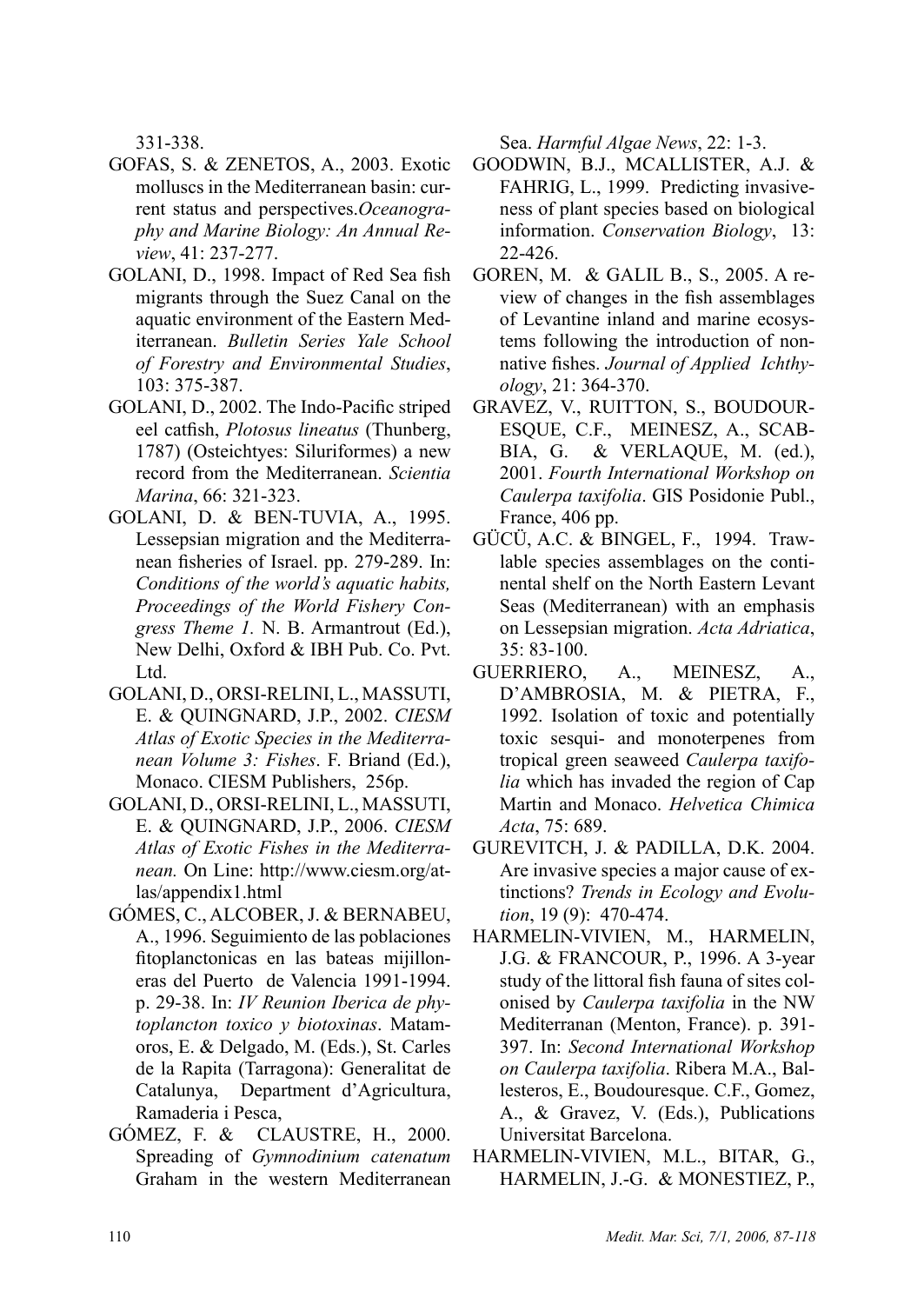331-338.

GOFAS, S. & ZENETOS, A., 2003. Exotic molluscs in the Mediterranean basin: current status and perspectives.*Oceanography and Marine Biology: An Annual Review*, 41: 237-277.

GOLANI, D., 1998. Impact of Red Sea fish migrants through the Suez Canal on the aquatic environment of the Eastern Mediterranean. *Bulletin Series Yale School of Forestry and Environmental Studies*, 103: 375-387.

GOLANI, D., 2002. The Indo-Pacific striped eel catfish, *Plotosus lineatus* (Thunberg, 1787) (Osteichtyes: Siluriformes) a new record from the Mediterranean. *Scientia Marina*, 66: 321-323.

GOLANI, D. & BEN-TUVIA, A., 1995. Lessepsian migration and the Mediterranean fisheries of Israel. pp. 279-289. In: *Conditions of the world's aquatic habits, Proceedings of the World Fishery Congress Theme 1.* N. B. Armantrout (Ed.), New Delhi, Oxford & IBH Pub. Co. Pvt. Ltd.

GOLANI, D., ORSI-RELINI, L., MASSUTI, E. & QUINGNARD, J.P., 2002. *CIESM Atlas of Exotic Species in the Mediterranean Volume 3: Fishes*. F. Briand (Ed.), Monaco. CIESM Publishers, 256p.

GOLANI, D., ORSI-RELINI, L., MASSUTI, E. & QUINGNARD, J.P., 2006. *CIESM Atlas of Exotic Fishes in the Mediterranean.* On Line: http://www.ciesm.org/atlas/appendix1.html

GÓMES, C., ALCOBER, J. & BERNABEU, A., 1996. Seguimiento de las poblaciones fitoplanctonicas en las bateas mijilloneras del Puerto de Valencia 1991-1994. p. 29-38. In: *IV Reunion Iberica de phytoplancton toxico y biotoxinas*. Matamoros, E. & Delgado, M. (Eds.), St. Carles de la Rapita (Tarragona): Generalitat de Catalunya, Department d'Agricultura, Ramaderia i Pesca,

GÓMEZ, F. & CLAUSTRE, H., 2000. Spreading of *Gymnodinium catenatum* Graham in the western Mediterranean Sea. *Harmful Algae News*, 22: 1-3.

GOODWIN, B.J., MCALLISTER, A.J. & FAHRIG, L., 1999. Predicting invasiveness of plant species based on biological information. *Conservation Biology*, 13: 22-426.

GOREN, M. & GALIL B., S., 2005. A review of changes in the fish assemblages of Levantine inland and marine ecosystems following the introduction of non-native fishes. *Journal of Applied Ichthyology*, 21: 364-370.

GRAVEZ, V., RUITTON, S., BOUDOURESQUE, C.F., MEINESZ, A., SCABBIA, G. & VERLAQUE, M. (ed.), 2001. *Fourth International Workshop on Caulerpa taxifolia*. GIS Posidonie Publ., France, 406 pp.

GÜCÜ, A.C. & BINGEL, F., 1994. Trawlable species assemblages on the continental shelf on the North Eastern Levant Seas (Mediterranean) with an emphasis on Lessepsian migration. *Acta Adriatica*, 35: 83-100.

GUERRIERO, A., MEINESZ, A., D'AMBROSIA, M. & PIETRA, F., 1992. Isolation of toxic and potentially toxic sesqui- and monoterpenes from tropical green seaweed *Caulerpa taxifolia* which has invaded the region of Cap Martin and Monaco. *Helvetica Chimica Acta*, 75: 689.

GUREVITCH, J. & PADILLA, D.K. 2004. Are invasive species a major cause of extinctions? *Trends in Ecology and Evolution*, 19 (9): 470-474.

HARMELIN-VIVIEN, M., HARMELIN, J.G. & FRANCOUR, P., 1996. A 3-year study of the littoral fish fauna of sites colonised by *Caulerpa taxifolia* in the NW Mediterranan (Menton, France). p. 391-397. In: *Second International Workshop on Caulerpa taxifolia*. Ribera M.A., Ballesteros, E., Boudouresque. C.F., Gomez, A., & Gravez, V. (Eds.), Publications Universitat Barcelona.

HARMELIN-VIVIEN, M.L., BITAR, G., HARMELIN, J.-G. & MONESTIEZ, P.,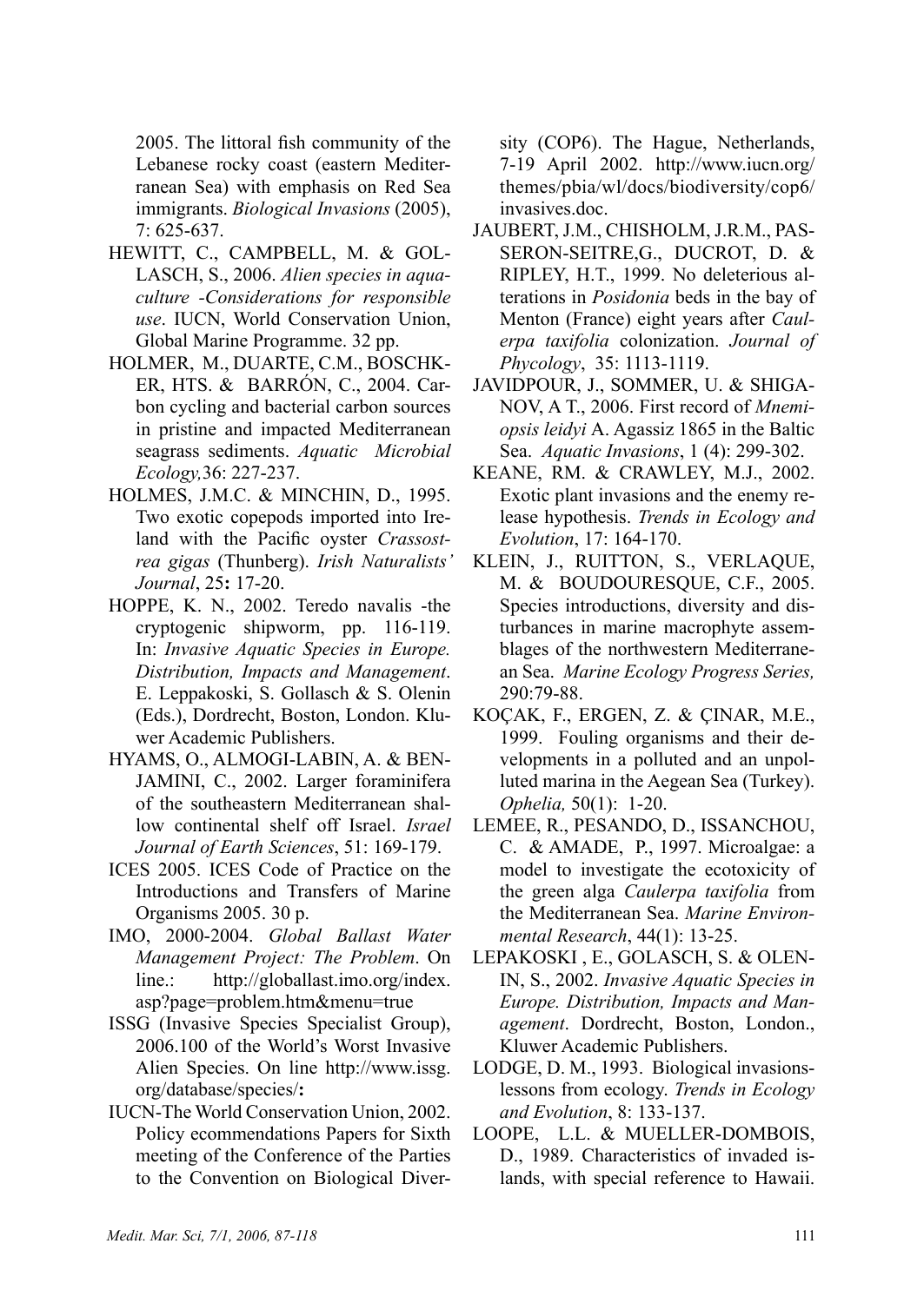2005. The littoral fish community of the Lebanese rocky coast (eastern Mediterranean Sea) with emphasis on Red Sea immigrants. *Biological Invasions* (2005), 7: 625-637.

HEWITT, C., CAMPBELL, M. & GOLLASCH, S., 2006. *Alien species in aquaculture -Considerations for responsible use*. IUCN, World Conservation Union, Global Marine Programme. 32 pp.

HOLMER, M., DUARTE, C.M., BOSCHKER, HTS. & BARRÓN, C., 2004. Carbon cycling and bacterial carbon sources in pristine and impacted Mediterranean seagrass sediments. *Aquatic Microbial Ecology,*36: 227-237.

HOLMES, J.M.C. & MINCHIN, D., 1995. Two exotic copepods imported into Ireland with the Pacific oyster *Crassostrea gigas* (Thunberg). *Irish Naturalists' Journal*, 25**:** 17-20.

HOPPE, K. N., 2002. Teredo navalis -the cryptogenic shipworm, pp. 116-119. In: *Invasive Aquatic Species in Europe. Distribution, Impacts and Management*. E. Leppakoski, S. Gollasch & S. Olenin (Eds.), Dordrecht, Boston, London. Kluwer Academic Publishers.

HYAMS, O., ALMOGI-LABIN, A. & BENJAMINI, C., 2002. Larger foraminifera of the southeastern Mediterranean shallow continental shelf off Israel. *Israel Journal of Earth Sciences*, 51: 169-179.

ICES 2005. ICES Code of Practice on the Introductions and Transfers of Marine Organisms 2005. 30 p.

IMO, 2000-2004. *Global Ballast Water Management Project: The Problem*. On line.: http://globallast.imo.org/index.asp?page=problem.htm&menu=true

ISSG (Invasive Species Specialist Group), 2006.100 of the World's Worst Invasive Alien Species. On line http://www.issg.org/database/species/**:**

IUCN-The World Conservation Union, 2002. Policy ecommendations Papers for Sixth meeting of the Conference of the Parties to the Convention on Biological Diversity (COP6). The Hague, Netherlands, 7-19 April 2002. http://www.iucn.org/themes/pbia/wl/docs/biodiversity/cop6/invasives.doc.

JAUBERT, J.M., CHISHOLM, J.R.M., PASSERON-SEITRE,G., DUCROT, D. & RIPLEY, H.T., 1999. No deleterious alterations in *Posidonia* beds in the bay of Menton (France) eight years after *Caulerpa taxifolia* colonization. *Journal of Phycology*, 35: 1113-1119.

JAVIDPOUR, J., SOMMER, U. & SHIGANOV, A T., 2006. First record of *Mnemiopsis leidyi* A. Agassiz 1865 in the Baltic Sea. *Aquatic Invasions*, 1 (4): 299-302.

KEANE, RM. & CRAWLEY, M.J., 2002. Exotic plant invasions and the enemy release hypothesis. *Trends in Ecology and Evolution*, 17: 164-170.

KLEIN, J., RUITTON, S., VERLAQUE, M. & BOUDOURESQUE, C.F., 2005. Species introductions, diversity and disturbances in marine macrophyte assemblages of the northwestern Mediterranean Sea. *Marine Ecology Progress Series,* 290:79-88.

KOÇAK, F., ERGEN, Z. & ÇINAR, M.E., 1999. Fouling organisms and their developments in a polluted and an unpolluted marina in the Aegean Sea (Turkey). *Ophelia,* 50(1): 1-20.

LEMEE, R., PESANDO, D., ISSANCHOU, C. & AMADE, P., 1997. Microalgae: a model to investigate the ecotoxicity of the green alga *Caulerpa taxifolia* from the Mediterranean Sea. *Marine Environmental Research*, 44(1): 13-25.

LEPAKOSKI , E., GOLASCH, S. & OLENIN, S., 2002. *Invasive Aquatic Species in Europe. Distribution, Impacts and Management*. Dordrecht, Boston, London., Kluwer Academic Publishers.

LODGE, D. M., 1993. Biological invasions-lessons from ecology. *Trends in Ecology and Evolution*, 8: 133-137.

LOOPE, L.L. & MUELLER-DOMBOIS, D., 1989. Characteristics of invaded islands, with special reference to Hawaii.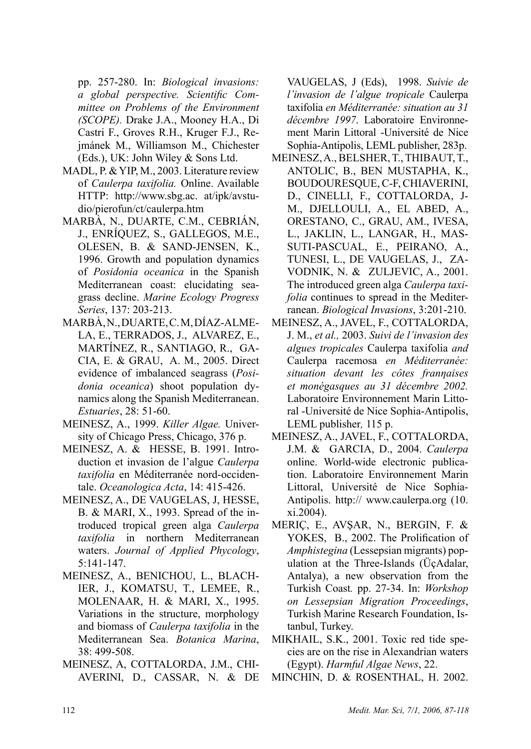pp. 257-280. In: *Biological invasions: a global perspective. Scientific Committee on Problems of the Environment (SCOPE)*. Drake J.A., Mooney H.A., Di Castri F., Groves R.H., Kruger F.J., Rejmánek M., Williamson M., Chichester (Eds.), UK: John Wiley & Sons Ltd.

MADL, P. & YIP, M., 2003. Literature review of *Caulerpa taxifolia.* Online. Available HTTP: http://www.sbg.ac. at/ipk/avstudio/pierofun/ct/caulerpa.htm

MARBÀ, N., DUARTE, C.M., CEBRIÁN, J., ENRÍQUEZ, S., GALLEGOS, M.E., OLESEN, B. & SAND-JENSEN, K., 1996. Growth and population dynamics of *Posidonia oceanica* in the Spanish Mediterranean coast: elucidating seagrass decline. *Marine Ecology Progress Series*, 137: 203-213.

MARBÀ, N., DUARTE, C. M, DÍAZ-ALMELA, E., TERRADOS, J., ALVAREZ, E., MARTÍNEZ, R., SANTIAGO, R., GACIA, E. & GRAU, A. M., 2005. Direct evidence of imbalanced seagrass (*Posidonia oceanica*) shoot population dynamics along the Spanish Mediterranean. *Estuaries*, 28: 51-60.

MEINESZ, A., 1999. *Killer Algae.* University of Chicago Press, Chicago, 376 p.

MEINESZ, A. & HESSE, B. 1991. Introduction et invasion de l'algue *Caulerpa taxifolia* en Méditerranée nord-occidentale. *Oceanologica Acta*, 14: 415-426.

MEINESZ, A., DE VAUGELAS, J, HESSE, B. & MARI, X., 1993. Spread of the introduced tropical green alga *Caulerpa taxifolia* in northern Mediterranean waters. *Journal of Applied Phycology*, 5:141-147.

MEINESZ, A., BENICHOU, L., BLACHIER, J., KOMATSU, T., LEMEE, R., MOLENAAR, H. & MARI, X., 1995. Variations in the structure, morphology and biomass of *Caulerpa taxifolia* in the Mediterranean Sea. *Botanica Marina*, 38: 499-508.

MEINESZ, A, COTTALORDA, J.M., CHIAVERINI, D., CASSAR, N. & DE VAUGELAS, J (Eds), 1998. *Suivie de l'invasion de l'algue tropicale* Caulerpa taxifolia *en Méditerranée: situation au 31 décembre 1997*. Laboratoire Environnement Marin Littoral -Université de Nice Sophia-Antipolis, LEML publisher, 283p.

MEINESZ, A., BELSHER, T., THIBAUT, T., ANTOLIC, B., BEN MUSTAPHA, K., BOUDOURESQUE, C-F, CHIAVERINI, D., CINELLI, F., COTTALORDA, J-M., DJELLOULI, A., EL ABED, A., ORESTANO, C., GRAU, AM., IVESA, L., JAKLIN, L., LANGAR, H., MASSUTI-PASCUAL, E., PEIRANO, A., TUNESI, L., DE VAUGELAS, J., ZAVODNIK, N. & ZULJEVIC, A., 2001. The introduced green alga *Caulerpa taxifolia* continues to spread in the Mediterranean. *Biological Invasions*, 3:201-210.

MEINESZ, A., JAVEL, F., COTTALORDA, J. M., *et al.,* 2003. *Suivi de l'invasion des algues tropicales* Caulerpa taxifolia *and* Caulerpa racemosa *en Méditerranée: situation devant les côtes franηaises et monégasques au 31 décembre 2002.* Laboratoire Environnement Marin Littoral -Université de Nice Sophia-Antipolis, LEML publisher*,* 115 p.

MEINESZ, A., JAVEL, F., COTTALORDA, J.M. & GARCIA, D., 2004. *Caulerpa* online. World-wide electronic publication. Laboratoire Environnement Marin Littoral, Université de Nice Sophia-Antipolis. http:// www.caulerpa.org (10. xi.2004).

MERIÇ, E., AVŞAR, N., BERGIN, F. & YOKES, B., 2002. The Prolification of *Amphistegina* (Lessepsian migrants) population at the Three-Islands (ÜçAdalar, Antalya), a new observation from the Turkish Coast*.* pp. 27-34. In: *Workshop on Lessepsian Migration Proceedings*, Turkish Marine Research Foundation, Istanbul, Turkey.

MIKHAIL, S.K., 2001. Toxic red tide species are on the rise in Alexandrian waters (Egypt). *Harmful Algae News*, 22.

MINCHIN, D. & ROSENTHAL, H. 2002.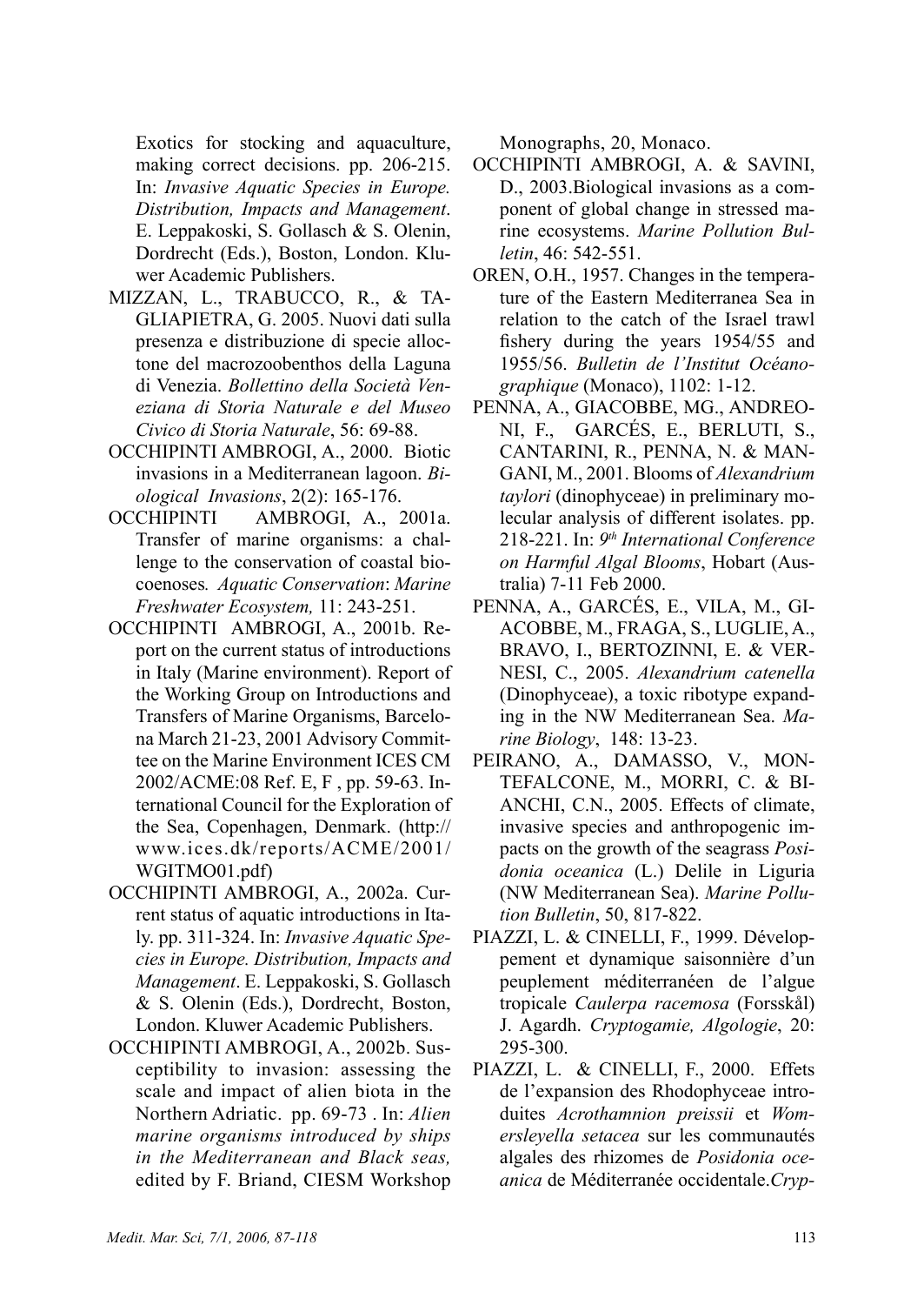Exotics for stocking and aquaculture, making correct decisions. pp. 206-215. In: *Invasive Aquatic Species in Europe. Distribution, Impacts and Management*. E. Leppakoski, S. Gollasch & S. Olenin, Dordrecht (Eds.), Boston, London. Kluwer Academic Publishers.

MIZZAN, L., TRABUCCO, R., & TAGLIAPIETRA, G. 2005. Nuovi dati sulla presenza e distribuzione di specie alloctone del macrozoobenthos della Laguna di Venezia. *Bollettino della Società Veneziana di Storia Naturale e del Museo Civico di Storia Naturale*, 56: 69-88.

OCCHIPINTI AMBROGI, A., 2000. Biotic invasions in a Mediterranean lagoon. *Biological Invasions*, 2(2): 165-176.

OCCHIPINTI AMBROGI, A., 2001a. Transfer of marine organisms: a challenge to the conservation of coastal biocoenoses*. Aquatic Conservation*: *Marine Freshwater Ecosystem,* 11: 243-251.

OCCHIPINTI AMBROGI, A., 2001b. Report on the current status of introductions in Italy (Marine environment). Report of the Working Group on Introductions and Transfers of Marine Organisms, Barcelona March 21-23, 2001 Advisory Committee on the Marine Environment ICES CM 2002/ACME:08 Ref. E, F , pp. 59-63. International Council for the Exploration of the Sea, Copenhagen, Denmark. (http://www.ices.dk/reports/ACME/2001/WGITMO01.pdf)

OCCHIPINTI AMBROGI, A., 2002a. Current status of aquatic introductions in Italy. pp. 311-324. In: *Invasive Aquatic Species in Europe. Distribution, Impacts and Management*. E. Leppakoski, S. Gollasch & S. Olenin (Eds.), Dordrecht, Boston, London. Kluwer Academic Publishers.

OCCHIPINTI AMBROGI, A., 2002b. Susceptibility to invasion: assessing the scale and impact of alien biota in the Northern Adriatic. pp. 69-73 . In: *Alien marine organisms introduced by ships in the Mediterranean and Black seas,* edited by F. Briand, CIESM Workshop Monographs, 20, Monaco.

OCCHIPINTI AMBROGI, A. & SAVINI, D., 2003.Biological invasions as a component of global change in stressed marine ecosystems. *Marine Pollution Bulletin*, 46: 542-551.

OREN, O.H., 1957. Changes in the temperature of the Eastern Mediterranea Sea in relation to the catch of the Israel trawl fishery during the years 1954/55 and 1955/56. *Bulletin de l'Institut Océanographique* (Monaco), 1102: 1-12.

PENNA, A., GIACOBBE, MG., ANDREONI, F., GARCÉS, E., BERLUTI, S., CANTARINI, R., PENNA, N. & MANGANI, M., 2001. Blooms of *Alexandrium taylori* (dinophyceae) in preliminary molecular analysis of different isolates. pp. 218-221. In: *9th International Conference on Harmful Algal Blooms*, Hobart (Australia) 7-11 Feb 2000.

PENNA, A., GARCÉS, E., VILA, M., GIACOBBE, M., FRAGA, S., LUGLIE, A., BRAVO, I., BERTOZINNI, E. & VERNESI, C., 2005. *Alexandrium catenella* (Dinophyceae), a toxic ribotype expanding in the NW Mediterranean Sea. *Marine Biology*, 148: 13-23.

PEIRANO, A., DAMASSO, V., MONTEFALCONE, M., MORRI, C. & BIANCHI, C.N., 2005. Effects of climate, invasive species and anthropogenic impacts on the growth of the seagrass *Posidonia oceanica* (L.) Delile in Liguria (NW Mediterranean Sea). *Marine Pollution Bulletin*, 50, 817-822.

PIAZZI, L. & CINELLI, F., 1999. Développement et dynamique saisonnière d'un peuplement méditerranéen de l'algue tropicale *Caulerpa racemosa* (Forsskål) J. Agardh. *Cryptogamie, Algologie*, 20: 295-300.

PIAZZI, L. & CINELLI, F., 2000. Effets de l'expansion des Rhodophyceae introduites *Acrothamnion preissii* et *Womersleyella setacea* sur les communautés algales des rhizomes de *Posidonia oceanica* de Méditerranée occidentale.*Cryp-*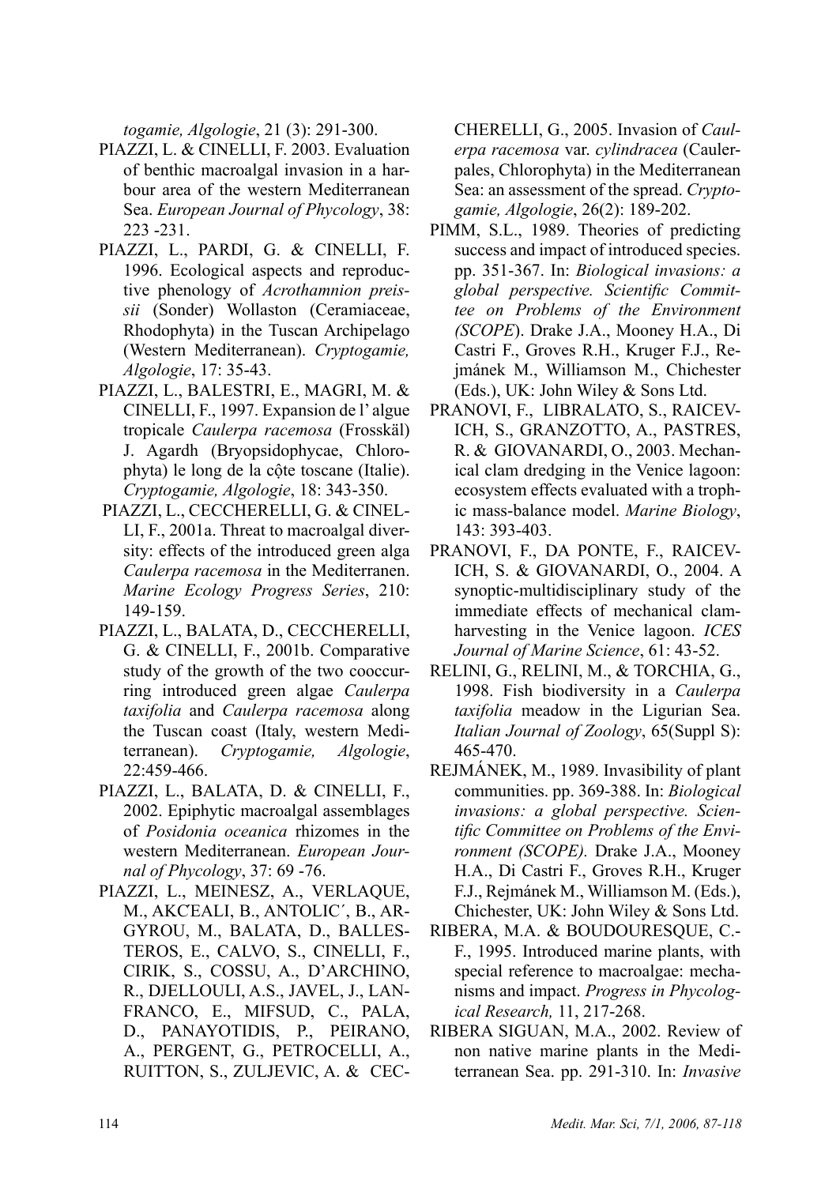*togamie, Algologie*, 21 (3): 291-300.

PIAZZI, L. & CINELLI, F. 2003. Evaluation of benthic macroalgal invasion in a harbour area of the western Mediterranean Sea. *European Journal of Phycology*, 38: 223 -231.

PIAZZI, L., PARDI, G. & CINELLI, F. 1996. Ecological aspects and reproductive phenology of *Acrothamnion preissii* (Sonder) Wollaston (Ceramiaceae, Rhodophyta) in the Tuscan Archipelago (Western Mediterranean). *Cryptogamie, Algologie*, 17: 35-43.

PIAZZI, L., BALESTRI, E., MAGRI, M. & CINELLI, F., 1997. Expansion de l' algue tropicale *Caulerpa racemosa* (Frosskäl) J. Agardh (Bryopsidophycae, Chlorophyta) le long de la cộte toscane (Italie). *Cryptogamie, Algologie*, 18: 343-350.

PIAZZI, L., CECCHERELLI, G. & CINELLI, F., 2001a. Threat to macroalgal diversity: effects of the introduced green alga *Caulerpa racemosa* in the Mediterranen. *Marine Ecology Progress Series*, 210: 149-159.

PIAZZI, L., BALATA, D., CECCHERELLI, G. & CINELLI, F., 2001b. Comparative study of the growth of the two cooccurring introduced green algae *Caulerpa taxifolia* and *Caulerpa racemosa* along the Tuscan coast (Italy, western Mediterranean). *Cryptogamie, Algologie*, 22:459-466.

PIAZZI, L., BALATA, D. & CINELLI, F., 2002. Epiphytic macroalgal assemblages of *Posidonia oceanica* rhizomes in the western Mediterranean. *European Journal of Phycology*, 37: 69 -76.

PIAZZI, L., MEINESZ, A., VERLAQUE, M., AKCEALI, B., ANTOLIC´, B., ARGYROU, M., BALATA, D., BALLESTEROS, E., CALVO, S., CINELLI, F., CIRIK, S., COSSU, A., D'ARCHINO, R., DJELLOULI, A.S., JAVEL, J., LANFRANCO, E., MIFSUD, C., PALA, D., PANAYOTIDIS, P., PEIRANO, A., PERGENT, G., PETROCELLI, A., RUITTON, S., ZULJEVIC, A. & CECCHERELLI, G., 2005. Invasion of *Caulerpa racemosa* var. *cylindracea* (Caulerpales, Chlorophyta) in the Mediterranean Sea: an assessment of the spread. *Cryptogamie, Algologie*, 26(2): 189-202.

PIMM, S.L., 1989. Theories of predicting success and impact of introduced species. pp. 351-367. In: *Biological invasions: a global perspective. Scientific Committee on Problems of the Environment (SCOPE*). Drake J.A., Mooney H.A., Di Castri F., Groves R.H., Kruger F.J., Rejmánek M., Williamson M., Chichester (Eds.), UK: John Wiley & Sons Ltd.

PRANOVI, F., LIBRALATO, S., RAICEVICH, S., GRANZOTTO, A., PASTRES, R. & GIOVANARDI, O., 2003. Mechanical clam dredging in the Venice lagoon: ecosystem effects evaluated with a trophic mass-balance model. *Marine Biology*, 143: 393-403.

PRANOVI, F., DA PONTE, F., RAICEVICH, S. & GIOVANARDI, O., 2004. A synoptic-multidisciplinary study of the immediate effects of mechanical clamharvesting in the Venice lagoon. *ICES Journal of Marine Science*, 61: 43-52.

RELINI, G., RELINI, M., & TORCHIA, G., 1998. Fish biodiversity in a *Caulerpa taxifolia* meadow in the Ligurian Sea. *Italian Journal of Zoology*, 65(Suppl S): 465-470.

REJMÁNEK, M., 1989. Invasibility of plant communities. pp. 369-388. In: *Biological invasions: a global perspective. Scientific Committee on Problems of the Environment (SCOPE).* Drake J.A., Mooney H.A., Di Castri F., Groves R.H., Kruger F.J., Rejmánek M., Williamson M. (Eds.), Chichester, UK: John Wiley & Sons Ltd.

RIBERA, M.A. & BOUDOURESQUE, C.-F., 1995. Introduced marine plants, with special reference to macroalgae: mechanisms and impact. *Progress in Phycological Research,* 11, 217-268.

RIBERA SIGUAN, M.A., 2002. Review of non native marine plants in the Mediterranean Sea. pp. 291-310. In: *Invasive*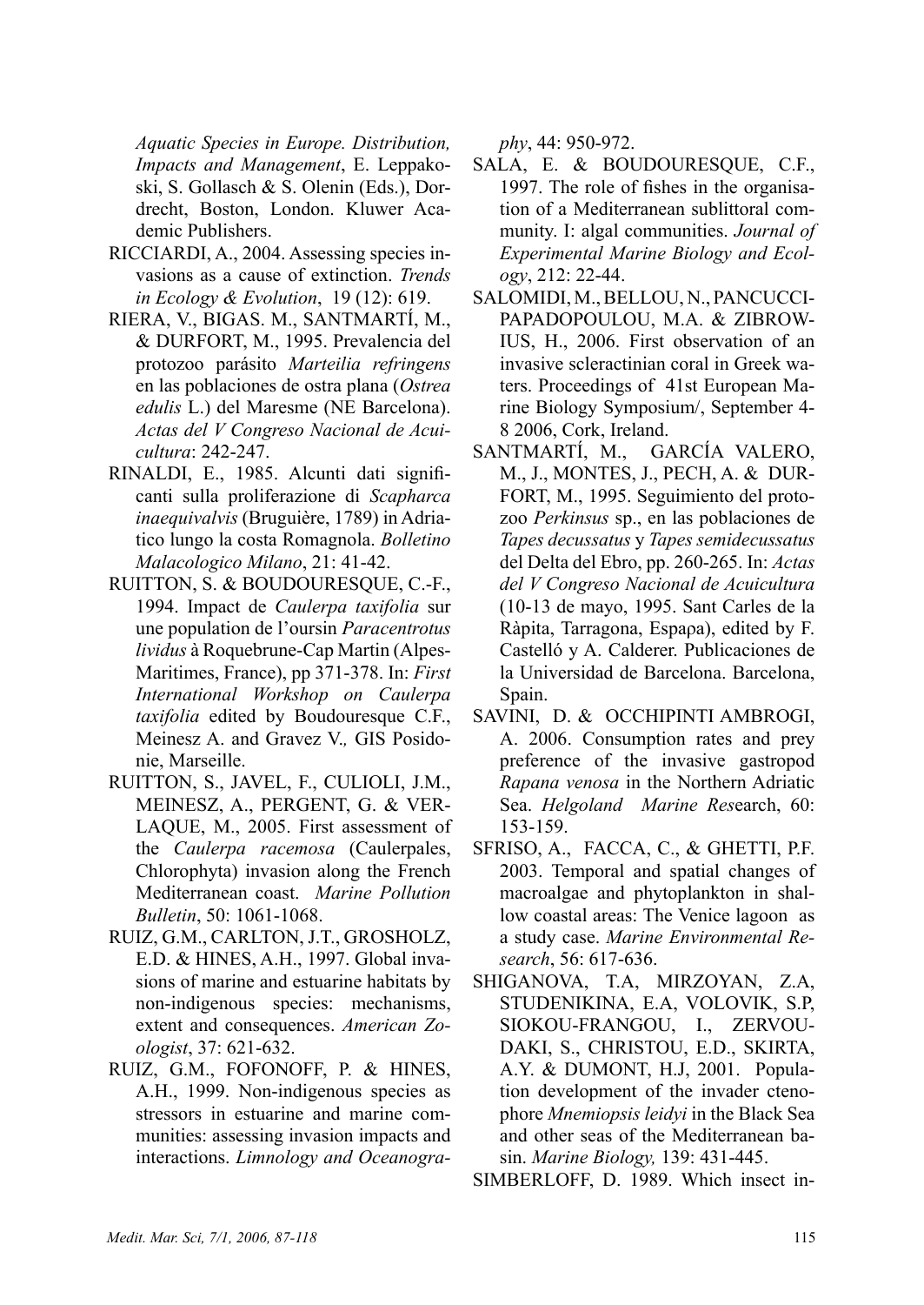*Aquatic Species in Europe. Distribution, Impacts and Management*, E. Leppakoski, S. Gollasch & S. Olenin (Eds.), Dordrecht, Boston, London. Kluwer Academic Publishers.

RICCIARDI, A., 2004. Assessing species invasions as a cause of extinction. *Trends in Ecology & Evolution*, 19 (12): 619.

RIERA, V., BIGAS. M., SANTMARTÍ, M., & DURFORT, M., 1995. Prevalencia del protozoo parásito *Marteilia refringens* en las poblaciones de ostra plana (*Ostrea edulis* L.) del Maresme (NE Barcelona). *Actas del V Congreso Nacional de Acuicultura*: 242-247.

RINALDI, E., 1985. Alcunti dati significanti sulla proliferazione di *Scapharca inaequivalvis* (Bruguière, 1789) in Adriatico lungo la costa Romagnola. *Bolletino Malacologico Milano*, 21: 41-42.

RUITTON, S. & BOUDOURESQUE, C.-F., 1994. Impact de *Caulerpa taxifolia* sur une population de l'oursin *Paracentrotus lividus* à Roquebrune-Cap Martin (Alpes-Maritimes, France), pp 371-378. In: *First International Workshop on Caulerpa taxifolia* edited by Boudouresque C.F., Meinesz A. and Gravez V.*,* GIS Posidonie, Marseille.

RUITTON, S., JAVEL, F., CULIOLI, J.M., MEINESZ, A., PERGENT, G. & VERLAQUE, M., 2005. First assessment of the *Caulerpa racemosa* (Caulerpales, Chlorophyta) invasion along the French Mediterranean coast. *Marine Pollution Bulletin*, 50: 1061-1068.

RUIZ, G.M., CARLTON, J.T., GROSHOLZ, E.D. & HINES, A.H., 1997. Global invasions of marine and estuarine habitats by non-indigenous species: mechanisms, extent and consequences. *American Zoologist*, 37: 621-632.

RUIZ, G.M., FOFONOFF, P. & HINES, A.H., 1999. Non-indigenous species as stressors in estuarine and marine communities: assessing invasion impacts and interactions. *Limnology and Oceanography*, 44: 950-972.

SALA, E. & BOUDOURESQUE, C.F., 1997. The role of fishes in the organisation of a Mediterranean sublittoral community. I: algal communities. *Journal of Experimental Marine Biology and Ecology*, 212: 22-44.

SALOMIDI, M., BELLOU, N., PANCUCCI-PAPADOPOULOU, M.A. & ZIBROWIUS, H., 2006. First observation of an invasive scleractinian coral in Greek waters. Proceedings of 41st European Marine Biology Symposium/, September 4-8 2006, Cork, Ireland.

SANTMARTÍ, M., GARCÍA VALERO, M., J., MONTES, J., PECH, A. & DURFORT, M., 1995. Seguimiento del protozoo *Perkinsus* sp., en las poblaciones de *Tapes decussatus* y *Tapes semidecussatus* del Delta del Ebro, pp. 260-265. In: *Actas del V Congreso Nacional de Acuicultura* (10-13 de mayo, 1995. Sant Carles de la Ràpita, Tarragona, Espaρa), edited by F. Castelló y A. Calderer. Publicaciones de la Universidad de Barcelona. Barcelona, Spain.

SAVINI, D. & OCCHIPINTI AMBROGI, A. 2006. Consumption rates and prey preference of the invasive gastropod *Rapana venosa* in the Northern Adriatic Sea. *Helgoland Marine Res*earch, 60: 153-159.

SFRISO, A., FACCA, C., & GHETTI, P.F. 2003. Temporal and spatial changes of macroalgae and phytoplankton in shallow coastal areas: The Venice lagoon as a study case. *Marine Environmental Research*, 56: 617-636.

SHIGANOVA, T.A, MIRZOYAN, Z.A, STUDENIKINA, E.A, VOLOVIK, S.P, SIOKOU-FRANGOU, I., ZERVOUDAKI, S., CHRISTOU, E.D., SKIRTA, A.Y. & DUMONT, H.J, 2001. Population development of the invader ctenophore *Mnemiopsis leidyi* in the Black Sea and other seas of the Mediterranean basin. *Marine Biology,* 139: 431-445.

SIMBERLOFF, D. 1989. Which insect in-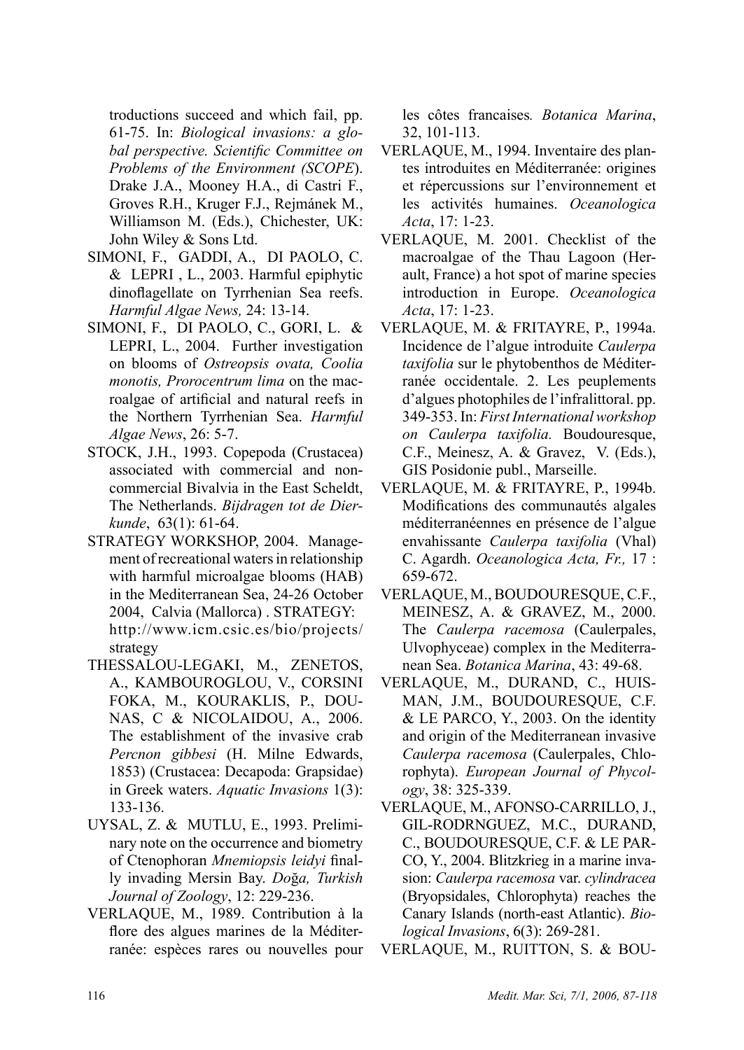troductions succeed and which fail, pp. 61-75. In: *Biological invasions: a global perspective. Scientific Committee on Problems of the Environment (SCOPE)*. Drake J.A., Mooney H.A., di Castri F., Groves R.H., Kruger F.J., Rejmánek M., Williamson M. (Eds.), Chichester, UK: John Wiley & Sons Ltd.

SIMONI, F., GADDI, A., DI PAOLO, C. & LEPRI , L., 2003. Harmful epiphytic dinoflagellate on Tyrrhenian Sea reefs. *Harmful Algae News,* 24: 13-14.

SIMONI, F., DI PAOLO, C., GORI, L. & LEPRI, L., 2004. Further investigation on blooms of *Ostreopsis ovata, Coolia monotis, Prorocentrum lima* on the macroalgae of artificial and natural reefs in the Northern Tyrrhenian Sea. *Harmful Algae News*, 26: 5-7.

STOCK, J.H., 1993. Copepoda (Crustacea) associated with commercial and noncommercial Bivalvia in the East Scheldt, The Netherlands. *Bijdragen tot de Dierkunde*, 63(1): 61-64.

STRATEGY WORKSHOP, 2004. Management of recreational waters in relationship with harmful microalgae blooms (HAB) in the Mediterranean Sea, 24-26 October 2004, Calvia (Mallorca) . STRATEGY: http://www.icm.csic.es/bio/projects/strategy

THESSALOU-LEGAKI, M., ZENETOS, A., KAMBOUROGLOU, V., CORSINI FOKA, M., KOURAKLIS, P., DOUNAS, C & NICOLAIDOU, A., 2006. The establishment of the invasive crab *Percnon gibbesi* (H. Milne Edwards, 1853) (Crustacea: Decapoda: Grapsidae) in Greek waters. *Aquatic Invasions* 1(3): 133-136.

UYSAL, Z. & MUTLU, E., 1993. Preliminary note on the occurrence and biometry of Ctenophoran *Mnemiopsis leidyi* finally invading Mersin Bay. *Doğa, Turkish Journal of Zoology*, 12: 229-236.

VERLAQUE, M., 1989. Contribution à la flore des algues marines de la Méditerranée: espèces rares ou nouvelles pour les côtes francaises*. Botanica Marina*, 32, 101-113.

VERLAQUE, M., 1994. Inventaire des plantes introduites en Méditerranée: origines et répercussions sur l'environnement et les activités humaines. *Oceanologica Acta*, 17: 1-23.

VERLAQUE, M. 2001. Checklist of the macroalgae of the Thau Lagoon (Herault, France) a hot spot of marine species introduction in Europe. *Oceanologica Acta*, 17: 1-23.

VERLAQUE, M. & FRITAYRE, P., 1994a. Incidence de l'algue introduite *Caulerpa taxifolia* sur le phytobenthos de Méditerranée occidentale. 2. Les peuplements d'algues photophiles de l'infralittoral. pp. 349-353. In: *First International workshop on Caulerpa taxifolia.* Boudouresque, C.F., Meinesz, A. & Gravez, V. (Eds.), GIS Posidonie publ., Marseille.

VERLAQUE, M. & FRITAYRE, P., 1994b. Modifications des communautés algales méditerranéennes en présence de l'algue envahissante *Caulerpa taxifolia* (Vhal) C. Agardh. *Oceanologica Acta, Fr.,* 17 : 659-672.

VERLAQUE, M., BOUDOURESQUE, C.F., MEINESZ, A. & GRAVEZ, M., 2000. The *Caulerpa racemosa* (Caulerpales, Ulvophyceae) complex in the Mediterranean Sea. *Botanica Marina*, 43: 49-68.

VERLAQUE, M., DURAND, C., HUISMAN, J.M., BOUDOURESQUE, C.F. & LE PARCO, Y., 2003. On the identity and origin of the Mediterranean invasive *Caulerpa racemosa* (Caulerpales, Chlorophyta). *European Journal of Phycology*, 38: 325-339.

VERLAQUE, M., AFONSO-CARRILLO, J., GIL-RODRNGUEZ, M.C., DURAND, C., BOUDOURESQUE, C.F. & LE PARCO, Y., 2004. Blitzkrieg in a marine invasion: *Caulerpa racemosa* var. *cylindracea* (Bryopsidales, Chlorophyta) reaches the Canary Islands (north-east Atlantic). *Biological Invasions*, 6(3): 269-281.

VERLAQUE, M., RUITTON, S. & BOU-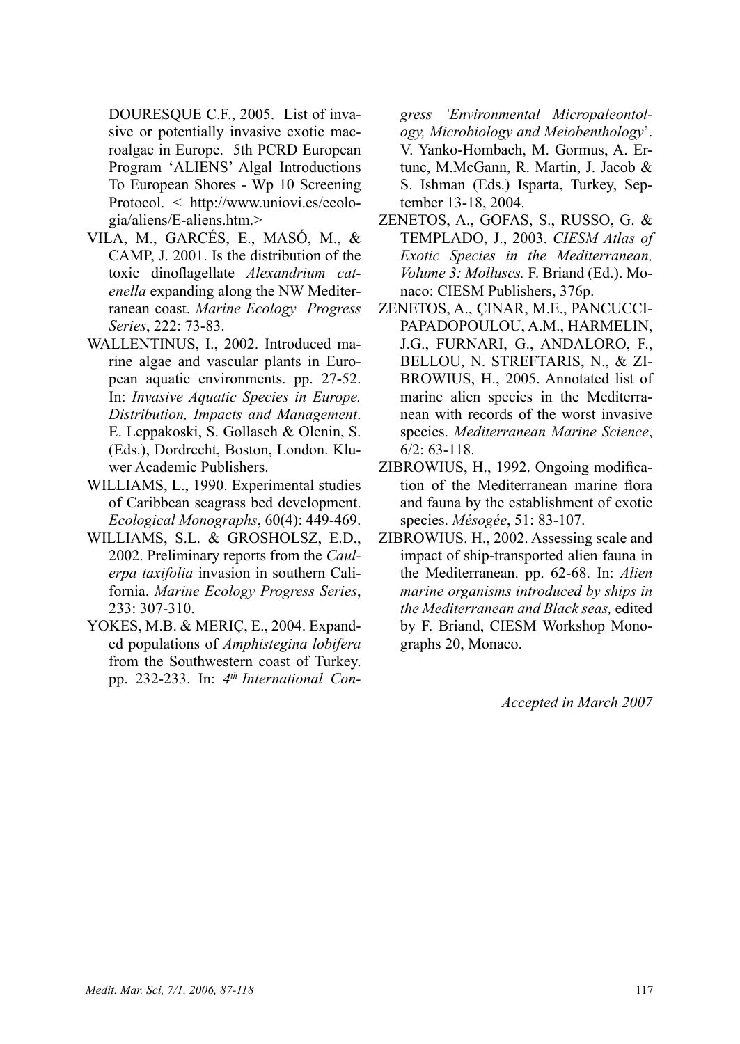DOURESQUE C.F., 2005. List of invasive or potentially invasive exotic macroalgae in Europe. 5th PCRD European Program 'ALIENS' Algal Introductions To European Shores - Wp 10 Screening Protocol. < http://www.uniovi.es/ecologia/aliens/E-aliens.htm.>

VILA, M., GARCÉS, E., MASÓ, M., & CAMP, J. 2001. Is the distribution of the toxic dinoflagellate *Alexandrium catenella* expanding along the NW Mediterranean coast. *Marine Ecology Progress Series*, 222: 73-83.

WALLENTINUS, I., 2002. Introduced marine algae and vascular plants in European aquatic environments. pp. 27-52. In: *Invasive Aquatic Species in Europe. Distribution, Impacts and Management*. E. Leppakoski, S. Gollasch & Olenin, S. (Eds.), Dordrecht, Boston, London. Kluwer Academic Publishers.

WILLIAMS, L., 1990. Experimental studies of Caribbean seagrass bed development. *Ecological Monographs*, 60(4): 449-469.

WILLIAMS, S.L. & GROSHOLSZ, E.D., 2002. Preliminary reports from the *Caulerpa taxifolia* invasion in southern California. *Marine Ecology Progress Series*, 233: 307-310.

YOKES, M.B. & MERIÇ, E., 2004. Expanded populations of *Amphistegina lobifera* from the Southwestern coast of Turkey. pp. 232-233. In: *4th International Congress 'Environmental Micropaleontology, Microbiology and Meiobenthology'*. V. Yanko-Hombach, M. Gormus, A. Ertunc, M.McGann, R. Martin, J. Jacob & S. Ishman (Eds.) Isparta, Turkey, September 13-18, 2004.

ZENETOS, A., GOFAS, S., RUSSO, G. & TEMPLADO, J., 2003. *CIESM Atlas of Exotic Species in the Mediterranean, Volume 3: Molluscs.* F. Briand (Ed.). Monaco: CIESM Publishers, 376p.

ZENETOS, A., ÇINAR, M.E., PANCUCCI-PAPADOPOULOU, A.M., HARMELIN, J.G., FURNARI, G., ANDALORO, F., BELLOU, N. STREFTARIS, N., & ZIBROWIUS, H., 2005. Annotated list of marine alien species in the Mediterranean with records of the worst invasive species. *Mediterranean Marine Science*, 6/2: 63-118.

ZIBROWIUS, H., 1992. Ongoing modification of the Mediterranean marine flora and fauna by the establishment of exotic species. *Mésogée*, 51: 83-107.

ZIBROWIUS. H., 2002. Assessing scale and impact of ship-transported alien fauna in the Mediterranean. pp. 62-68. In: *Alien marine organisms introduced by ships in the Mediterranean and Black seas,* edited by F. Briand, CIESM Workshop Monographs 20, Monaco.

*Accepted in March 2007*